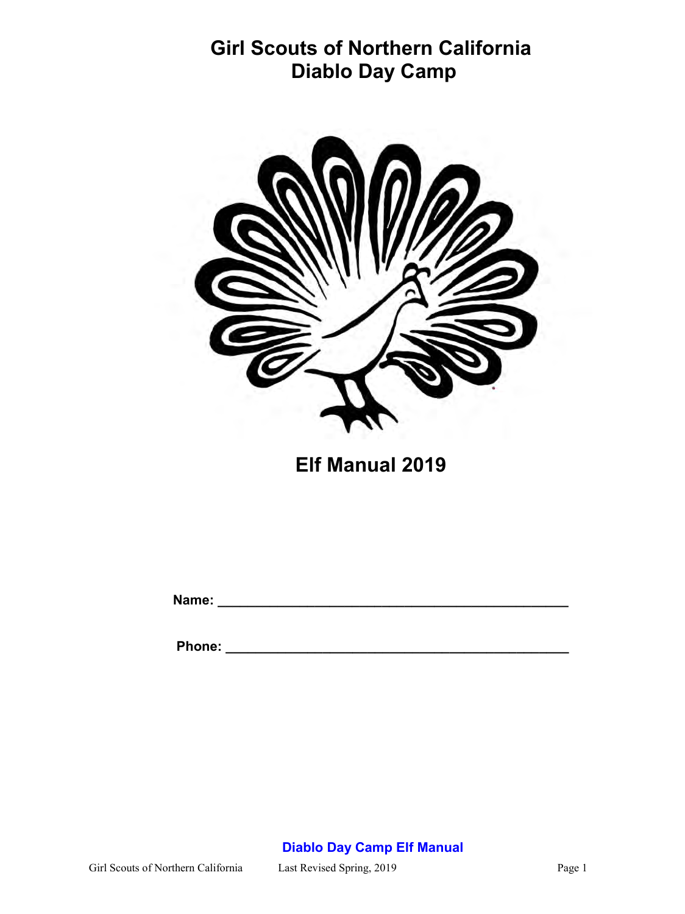# Girl Scouts of Northern California
# Diablo Day Camp

## Elf Manual 2019

**Name:** ____________________________________________

**Phone:** ____________________________________________

**Diablo Day Camp Elf Manual**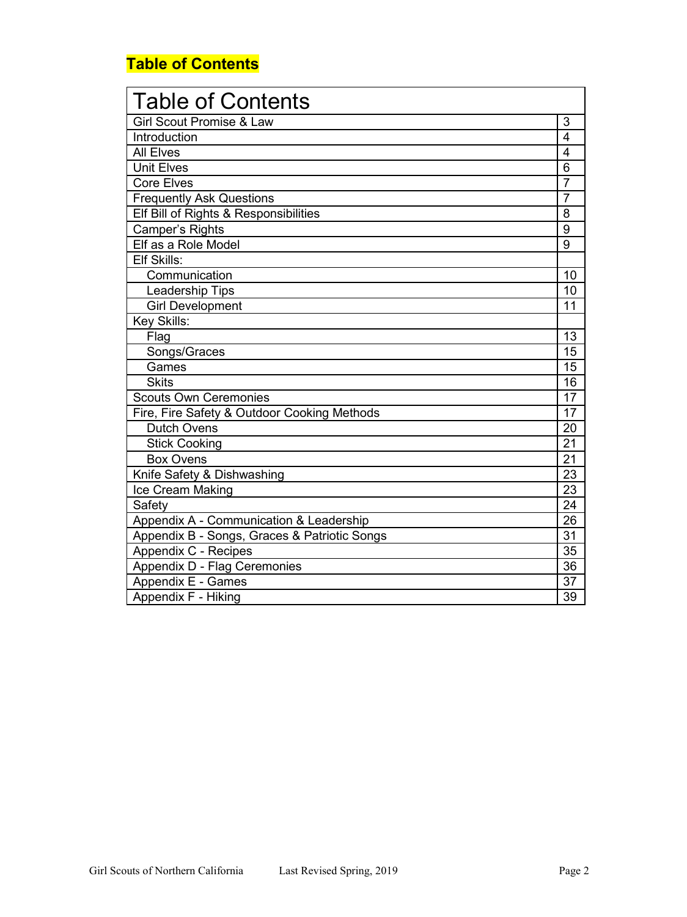## Table of Contents

| Table of Contents | |
|---|---|
| Girl Scout Promise & Law | 3 |
| Introduction | 4 |
| All Elves | 4 |
| Unit Elves | 6 |
| Core Elves | 7 |
| Frequently Ask Questions | 7 |
| Elf Bill of Rights & Responsibilities | 8 |
| Camper's Rights | 9 |
| Elf as a Role Model | 9 |
| Elf Skills: | |
| Communication | 10 |
| Leadership Tips | 10 |
| Girl Development | 11 |
| Key Skills: | |
| Flag | 13 |
| Songs/Graces | 15 |
| Games | 15 |
| Skits | 16 |
| Scouts Own Ceremonies | 17 |
| Fire, Fire Safety & Outdoor Cooking Methods | 17 |
| Dutch Ovens | 20 |
| Stick Cooking | 21 |
| Box Ovens | 21 |
| Knife Safety & Dishwashing | 23 |
| Ice Cream Making | 23 |
| Safety | 24 |
| Appendix A - Communication & Leadership | 26 |
| Appendix B - Songs, Graces & Patriotic Songs | 31 |
| Appendix C - Recipes | 35 |
| Appendix D - Flag Ceremonies | 36 |
| Appendix E - Games | 37 |
| Appendix F - Hiking | 39 |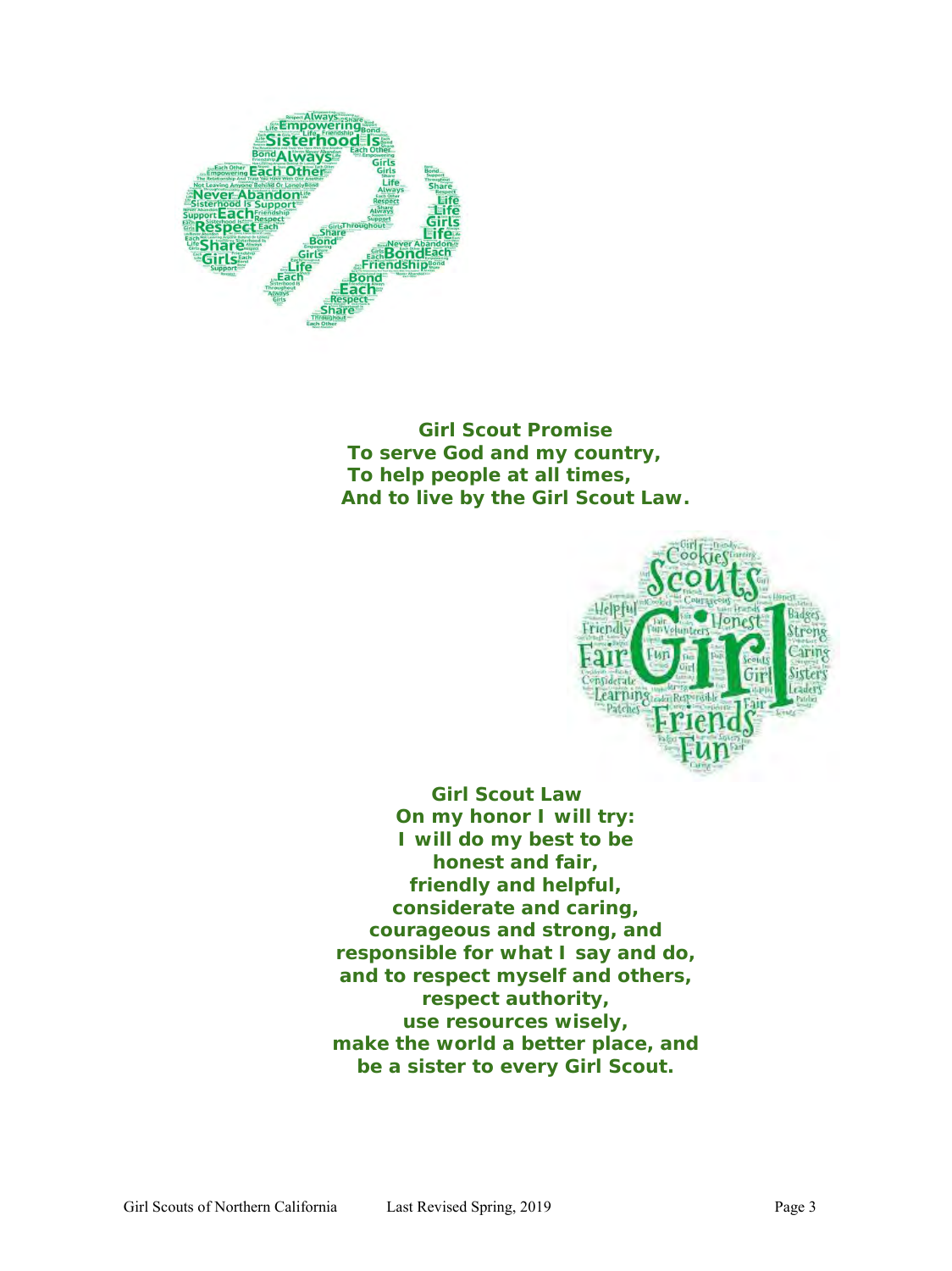**Girl Scout Promise**
**To serve God and my country,**
**To help people at all times,**
**And to live by the Girl Scout Law.**

**Girl Scout Law**
**On my honor I will try:**
**I will do my best to be**
**honest and fair,**
**friendly and helpful,**
**considerate and caring,**
**courageous and strong, and**
**responsible for what I say and do,**
**and to respect myself and others,**
**respect authority,**
**use resources wisely,**
**make the world a better place, and**
**be a sister to every Girl Scout.**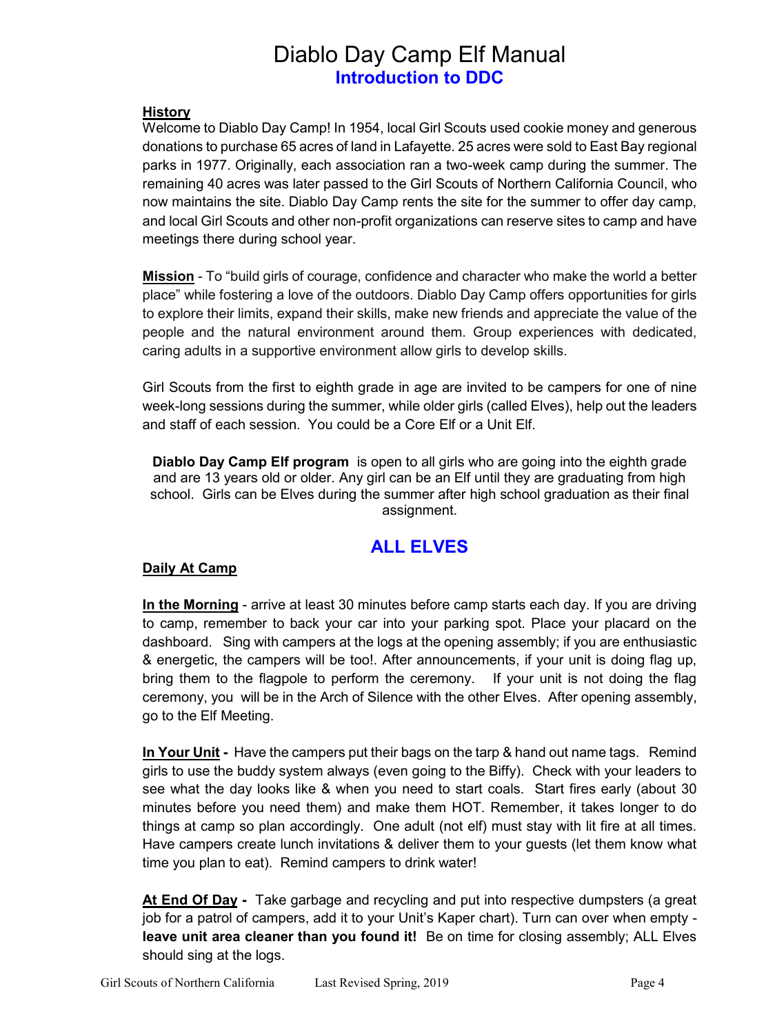# Diablo Day Camp Elf Manual

## Introduction to DDC

**History**

Welcome to Diablo Day Camp! In 1954, local Girl Scouts used cookie money and generous donations to purchase 65 acres of land in Lafayette. 25 acres were sold to East Bay regional parks in 1977. Originally, each association ran a two-week camp during the summer. The remaining 40 acres was later passed to the Girl Scouts of Northern California Council, who now maintains the site. Diablo Day Camp rents the site for the summer to offer day camp, and local Girl Scouts and other non-profit organizations can reserve sites to camp and have meetings there during school year.

**Mission** - To "build girls of courage, confidence and character who make the world a better place" while fostering a love of the outdoors. Diablo Day Camp offers opportunities for girls to explore their limits, expand their skills, make new friends and appreciate the value of the people and the natural environment around them. Group experiences with dedicated, caring adults in a supportive environment allow girls to develop skills.

Girl Scouts from the first to eighth grade in age are invited to be campers for one of nine week-long sessions during the summer, while older girls (called Elves), help out the leaders and staff of each session. You could be a Core Elf or a Unit Elf.

**Diablo Day Camp Elf program** is open to all girls who are going into the eighth grade and are 13 years old or older. Any girl can be an Elf until they are graduating from high school. Girls can be Elves during the summer after high school graduation as their final assignment.

## ALL ELVES

**Daily At Camp**

**In the Morning** - arrive at least 30 minutes before camp starts each day. If you are driving to camp, remember to back your car into your parking spot. Place your placard on the dashboard. Sing with campers at the logs at the opening assembly; if you are enthusiastic & energetic, the campers will be too!. After announcements, if your unit is doing flag up, bring them to the flagpole to perform the ceremony. If your unit is not doing the flag ceremony, you will be in the Arch of Silence with the other Elves. After opening assembly, go to the Elf Meeting.

**In Your Unit -** Have the campers put their bags on the tarp & hand out name tags. Remind girls to use the buddy system always (even going to the Biffy). Check with your leaders to see what the day looks like & when you need to start coals. Start fires early (about 30 minutes before you need them) and make them HOT. Remember, it takes longer to do things at camp so plan accordingly. One adult (not elf) must stay with lit fire at all times. Have campers create lunch invitations & deliver them to your guests (let them know what time you plan to eat). Remind campers to drink water!

**At End Of Day -** Take garbage and recycling and put into respective dumpsters (a great job for a patrol of campers, add it to your Unit's Kaper chart). Turn can over when empty - **leave unit area cleaner than you found it!** Be on time for closing assembly; ALL Elves should sing at the logs.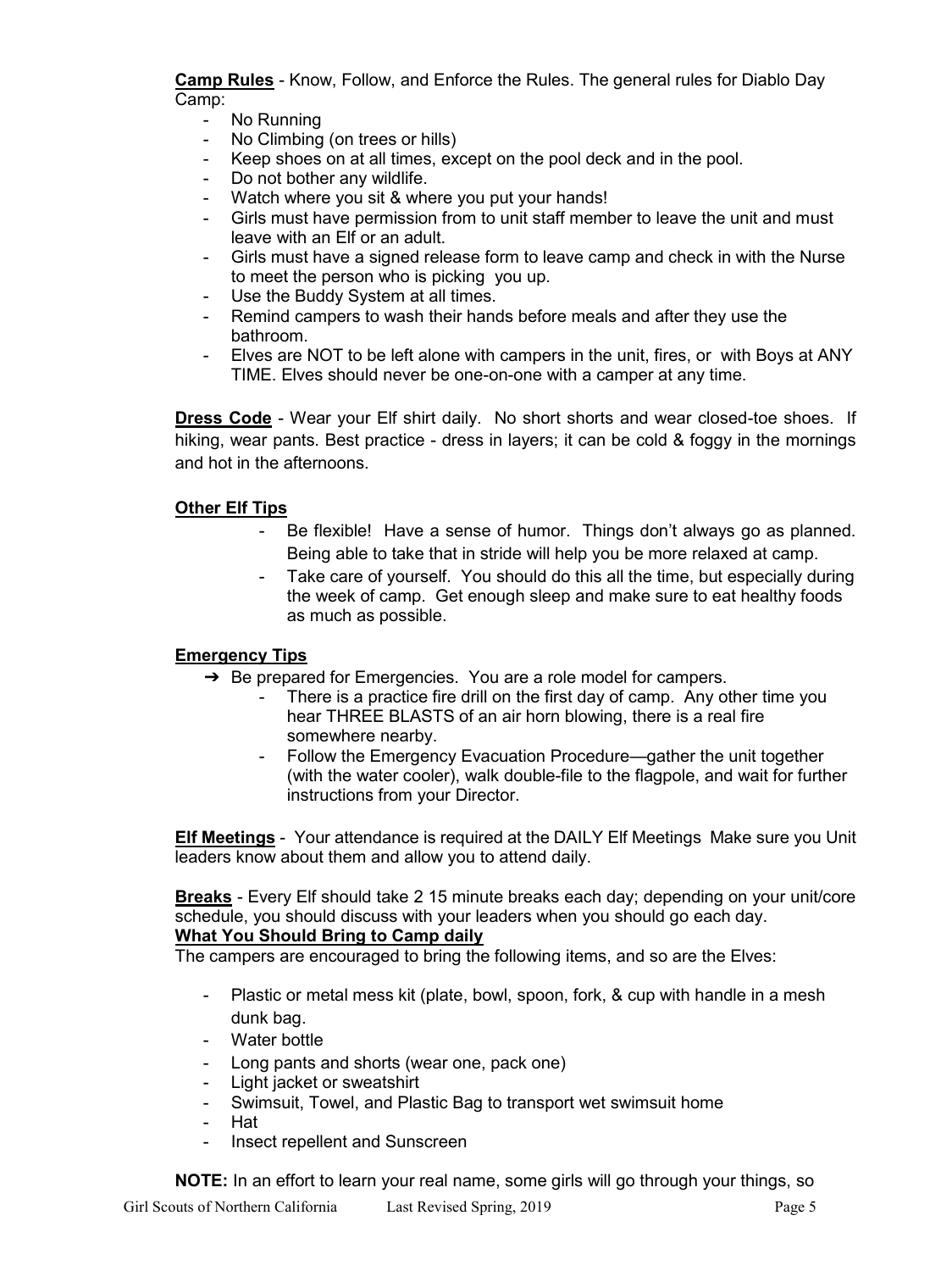**Camp Rules** - Know, Follow, and Enforce the Rules. The general rules for Diablo Day Camp:

- No Running
- No Climbing (on trees or hills)
- Keep shoes on at all times, except on the pool deck and in the pool.
- Do not bother any wildlife.
- Watch where you sit & where you put your hands!
- Girls must have permission from to unit staff member to leave the unit and must leave with an Elf or an adult.
- Girls must have a signed release form to leave camp and check in with the Nurse to meet the person who is picking you up.
- Use the Buddy System at all times.
- Remind campers to wash their hands before meals and after they use the bathroom.
- Elves are NOT to be left alone with campers in the unit, fires, or with Boys at ANY TIME. Elves should never be one-on-one with a camper at any time.

**Dress Code** - Wear your Elf shirt daily. No short shorts and wear closed-toe shoes. If hiking, wear pants. Best practice - dress in layers; it can be cold & foggy in the mornings and hot in the afternoons.

**Other Elf Tips**

- Be flexible! Have a sense of humor. Things don't always go as planned. Being able to take that in stride will help you be more relaxed at camp.
- Take care of yourself. You should do this all the time, but especially during the week of camp. Get enough sleep and make sure to eat healthy foods as much as possible.

**Emergency Tips**

- ➔ Be prepared for Emergencies. You are a role model for campers.
  - There is a practice fire drill on the first day of camp. Any other time you hear THREE BLASTS of an air horn blowing, there is a real fire somewhere nearby.
  - Follow the Emergency Evacuation Procedure—gather the unit together (with the water cooler), walk double-file to the flagpole, and wait for further instructions from your Director.

**Elf Meetings** - Your attendance is required at the DAILY Elf Meetings Make sure you Unit leaders know about them and allow you to attend daily.

**Breaks** - Every Elf should take 2 15 minute breaks each day; depending on your unit/core schedule, you should discuss with your leaders when you should go each day.

**What You Should Bring to Camp daily**

The campers are encouraged to bring the following items, and so are the Elves:

- Plastic or metal mess kit (plate, bowl, spoon, fork, & cup with handle in a mesh dunk bag.
- Water bottle
- Long pants and shorts (wear one, pack one)
- Light jacket or sweatshirt
- Swimsuit, Towel, and Plastic Bag to transport wet swimsuit home
- Hat
- Insect repellent and Sunscreen

**NOTE:** In an effort to learn your real name, some girls will go through your things, so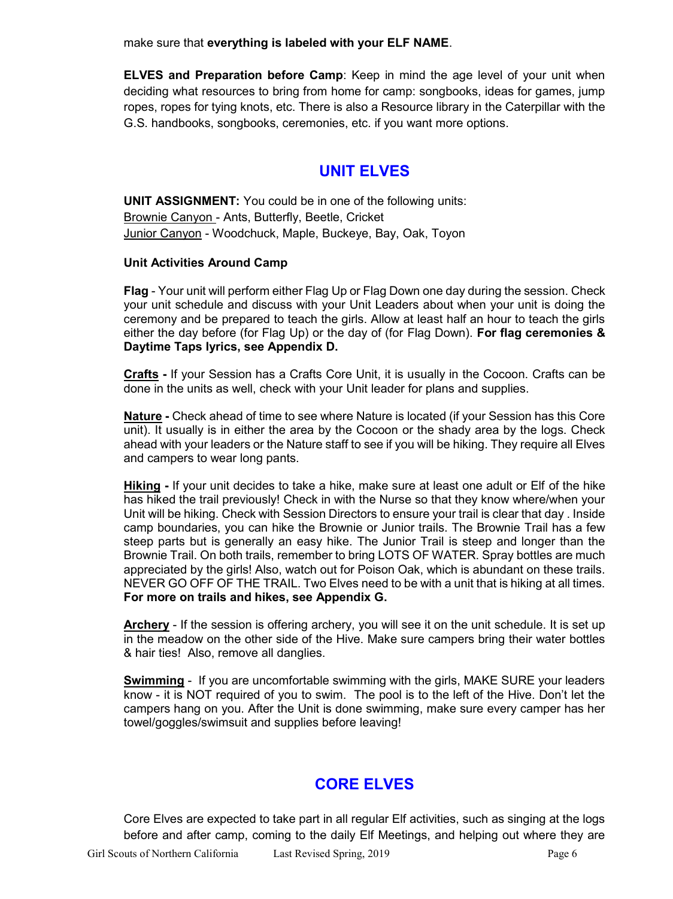make sure that **everything is labeled with your ELF NAME**.

**ELVES and Preparation before Camp**: Keep in mind the age level of your unit when deciding what resources to bring from home for camp: songbooks, ideas for games, jump ropes, ropes for tying knots, etc. There is also a Resource library in the Caterpillar with the G.S. handbooks, songbooks, ceremonies, etc. if you want more options.

## UNIT ELVES

**UNIT ASSIGNMENT:** You could be in one of the following units:
Brownie Canyon - Ants, Butterfly, Beetle, Cricket
Junior Canyon - Woodchuck, Maple, Buckeye, Bay, Oak, Toyon

**Unit Activities Around Camp**

**Flag** - Your unit will perform either Flag Up or Flag Down one day during the session. Check your unit schedule and discuss with your Unit Leaders about when your unit is doing the ceremony and be prepared to teach the girls. Allow at least half an hour to teach the girls either the day before (for Flag Up) or the day of (for Flag Down). **For flag ceremonies & Daytime Taps lyrics, see Appendix D.**

**Crafts -** If your Session has a Crafts Core Unit, it is usually in the Cocoon. Crafts can be done in the units as well, check with your Unit leader for plans and supplies.

**Nature -** Check ahead of time to see where Nature is located (if your Session has this Core unit). It usually is in either the area by the Cocoon or the shady area by the logs. Check ahead with your leaders or the Nature staff to see if you will be hiking. They require all Elves and campers to wear long pants.

**Hiking -** If your unit decides to take a hike, make sure at least one adult or Elf of the hike has hiked the trail previously! Check in with the Nurse so that they know where/when your Unit will be hiking. Check with Session Directors to ensure your trail is clear that day . Inside camp boundaries, you can hike the Brownie or Junior trails. The Brownie Trail has a few steep parts but is generally an easy hike. The Junior Trail is steep and longer than the Brownie Trail. On both trails, remember to bring LOTS OF WATER. Spray bottles are much appreciated by the girls! Also, watch out for Poison Oak, which is abundant on these trails. NEVER GO OFF OF THE TRAIL. Two Elves need to be with a unit that is hiking at all times. **For more on trails and hikes, see Appendix G.**

**Archery** - If the session is offering archery, you will see it on the unit schedule. It is set up in the meadow on the other side of the Hive. Make sure campers bring their water bottles & hair ties! Also, remove all danglies.

**Swimming** - If you are uncomfortable swimming with the girls, MAKE SURE your leaders know - it is NOT required of you to swim. The pool is to the left of the Hive. Don't let the campers hang on you. After the Unit is done swimming, make sure every camper has her towel/goggles/swimsuit and supplies before leaving!

## CORE ELVES

Core Elves are expected to take part in all regular Elf activities, such as singing at the logs before and after camp, coming to the daily Elf Meetings, and helping out where they are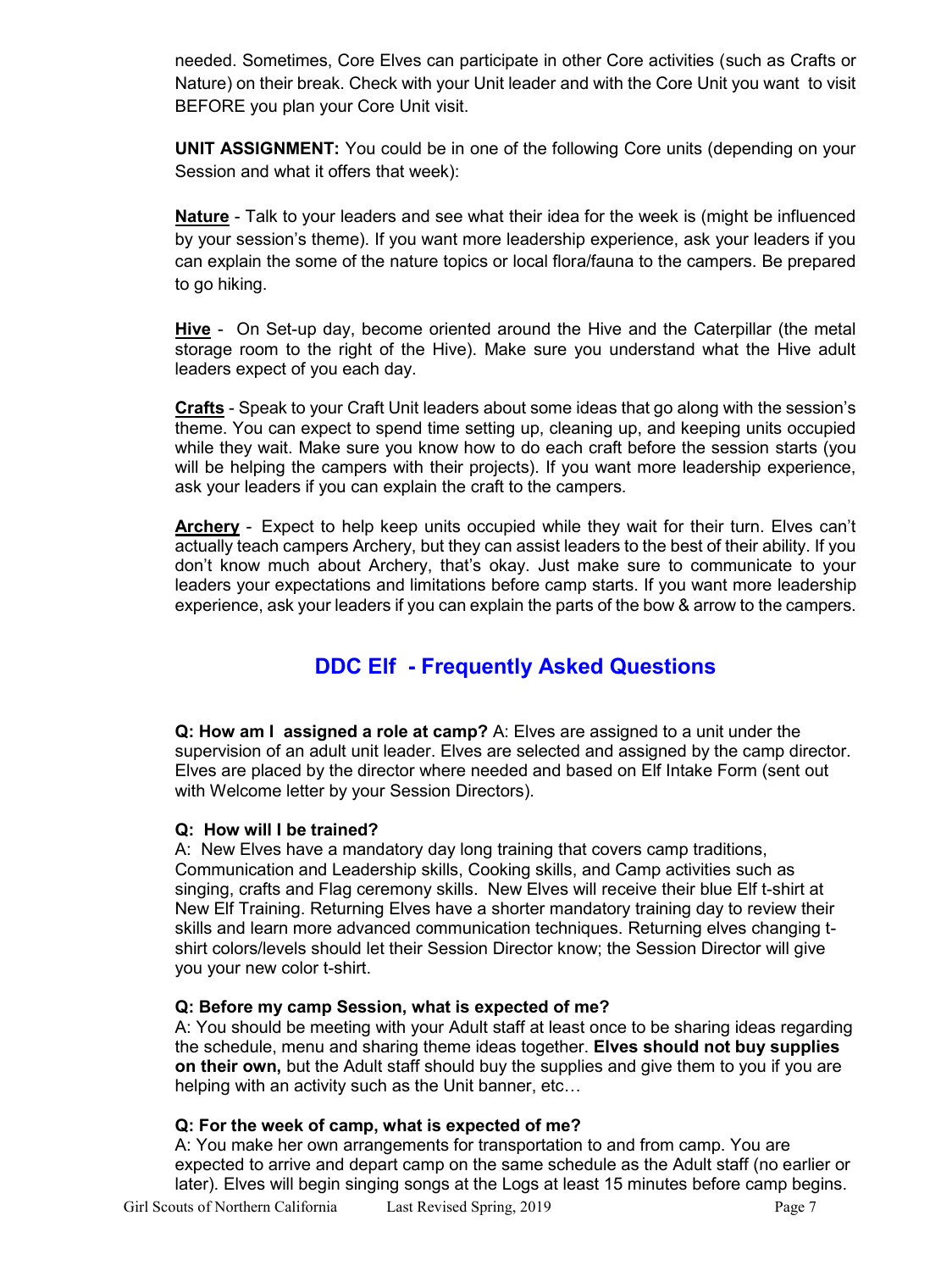needed. Sometimes, Core Elves can participate in other Core activities (such as Crafts or Nature) on their break. Check with your Unit leader and with the Core Unit you want to visit BEFORE you plan your Core Unit visit.

**UNIT ASSIGNMENT:** You could be in one of the following Core units (depending on your Session and what it offers that week):

**Nature** - Talk to your leaders and see what their idea for the week is (might be influenced by your session's theme). If you want more leadership experience, ask your leaders if you can explain the some of the nature topics or local flora/fauna to the campers. Be prepared to go hiking.

**Hive** - On Set-up day, become oriented around the Hive and the Caterpillar (the metal storage room to the right of the Hive). Make sure you understand what the Hive adult leaders expect of you each day.

**Crafts** - Speak to your Craft Unit leaders about some ideas that go along with the session's theme. You can expect to spend time setting up, cleaning up, and keeping units occupied while they wait. Make sure you know how to do each craft before the session starts (you will be helping the campers with their projects). If you want more leadership experience, ask your leaders if you can explain the craft to the campers.

**Archery** - Expect to help keep units occupied while they wait for their turn. Elves can't actually teach campers Archery, but they can assist leaders to the best of their ability. If you don't know much about Archery, that's okay. Just make sure to communicate to your leaders your expectations and limitations before camp starts. If you want more leadership experience, ask your leaders if you can explain the parts of the bow & arrow to the campers.

## DDC Elf - Frequently Asked Questions

**Q: How am I assigned a role at camp?** A: Elves are assigned to a unit under the supervision of an adult unit leader. Elves are selected and assigned by the camp director. Elves are placed by the director where needed and based on Elf Intake Form (sent out with Welcome letter by your Session Directors).

**Q: How will I be trained?**
A: New Elves have a mandatory day long training that covers camp traditions, Communication and Leadership skills, Cooking skills, and Camp activities such as singing, crafts and Flag ceremony skills. New Elves will receive their blue Elf t-shirt at New Elf Training. Returning Elves have a shorter mandatory training day to review their skills and learn more advanced communication techniques. Returning elves changing t-shirt colors/levels should let their Session Director know; the Session Director will give you your new color t-shirt.

**Q: Before my camp Session, what is expected of me?**
A: You should be meeting with your Adult staff at least once to be sharing ideas regarding the schedule, menu and sharing theme ideas together. **Elves should not buy supplies on their own,** but the Adult staff should buy the supplies and give them to you if you are helping with an activity such as the Unit banner, etc…

**Q: For the week of camp, what is expected of me?**
A: You make her own arrangements for transportation to and from camp. You are expected to arrive and depart camp on the same schedule as the Adult staff (no earlier or later). Elves will begin singing songs at the Logs at least 15 minutes before camp begins.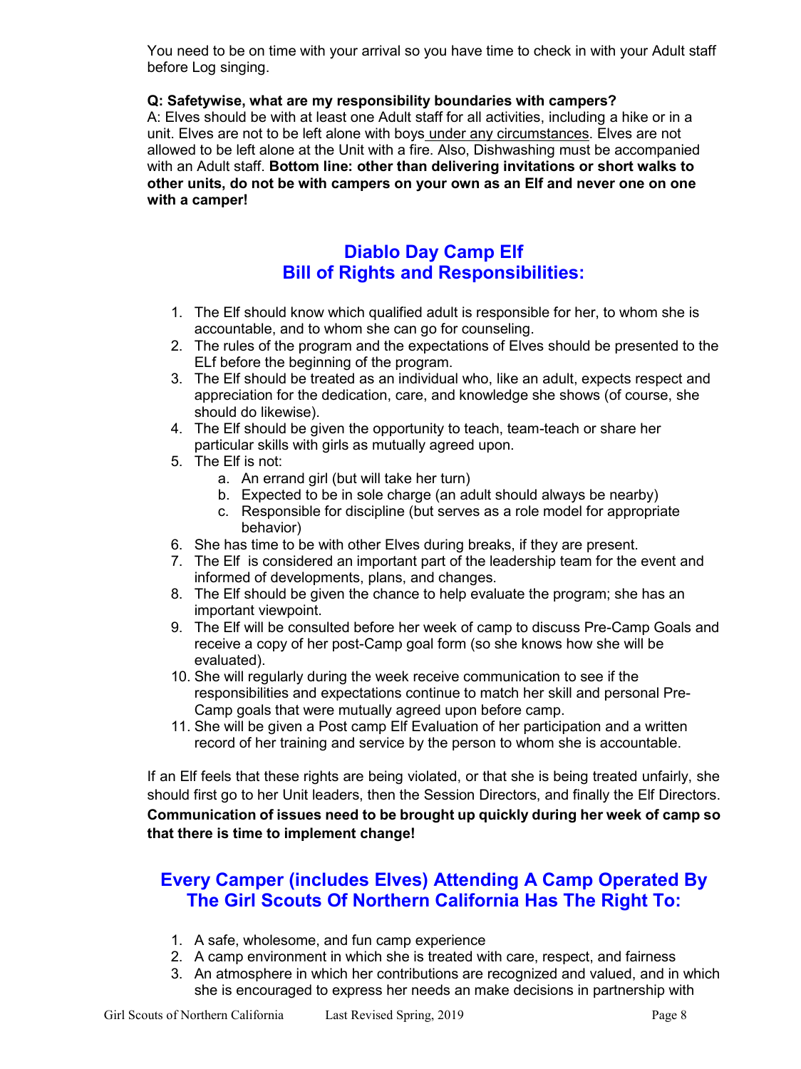You need to be on time with your arrival so you have time to check in with your Adult staff before Log singing.

**Q: Safetywise, what are my responsibility boundaries with campers?**

A: Elves should be with at least one Adult staff for all activities, including a hike or in a unit. Elves are not to be left alone with boys under any circumstances. Elves are not allowed to be left alone at the Unit with a fire. Also, Dishwashing must be accompanied with an Adult staff. **Bottom line: other than delivering invitations or short walks to other units, do not be with campers on your own as an Elf and never one on one with a camper!**

## Diablo Day Camp Elf Bill of Rights and Responsibilities:

1. The Elf should know which qualified adult is responsible for her, to whom she is accountable, and to whom she can go for counseling.
2. The rules of the program and the expectations of Elves should be presented to the ELf before the beginning of the program.
3. The Elf should be treated as an individual who, like an adult, expects respect and appreciation for the dedication, care, and knowledge she shows (of course, she should do likewise).
4. The Elf should be given the opportunity to teach, team-teach or share her particular skills with girls as mutually agreed upon.
5. The Elf is not:
    a. An errand girl (but will take her turn)
    b. Expected to be in sole charge (an adult should always be nearby)
    c. Responsible for discipline (but serves as a role model for appropriate behavior)
6. She has time to be with other Elves during breaks, if they are present.
7. The Elf is considered an important part of the leadership team for the event and informed of developments, plans, and changes.
8. The Elf should be given the chance to help evaluate the program; she has an important viewpoint.
9. The Elf will be consulted before her week of camp to discuss Pre-Camp Goals and receive a copy of her post-Camp goal form (so she knows how she will be evaluated).
10. She will regularly during the week receive communication to see if the responsibilities and expectations continue to match her skill and personal Pre-Camp goals that were mutually agreed upon before camp.
11. She will be given a Post camp Elf Evaluation of her participation and a written record of her training and service by the person to whom she is accountable.

If an Elf feels that these rights are being violated, or that she is being treated unfairly, she should first go to her Unit leaders, then the Session Directors, and finally the Elf Directors. **Communication of issues need to be brought up quickly during her week of camp so that there is time to implement change!**

## Every Camper (includes Elves) Attending A Camp Operated By The Girl Scouts Of Northern California Has The Right To:

1. A safe, wholesome, and fun camp experience
2. A camp environment in which she is treated with care, respect, and fairness
3. An atmosphere in which her contributions are recognized and valued, and in which she is encouraged to express her needs an make decisions in partnership with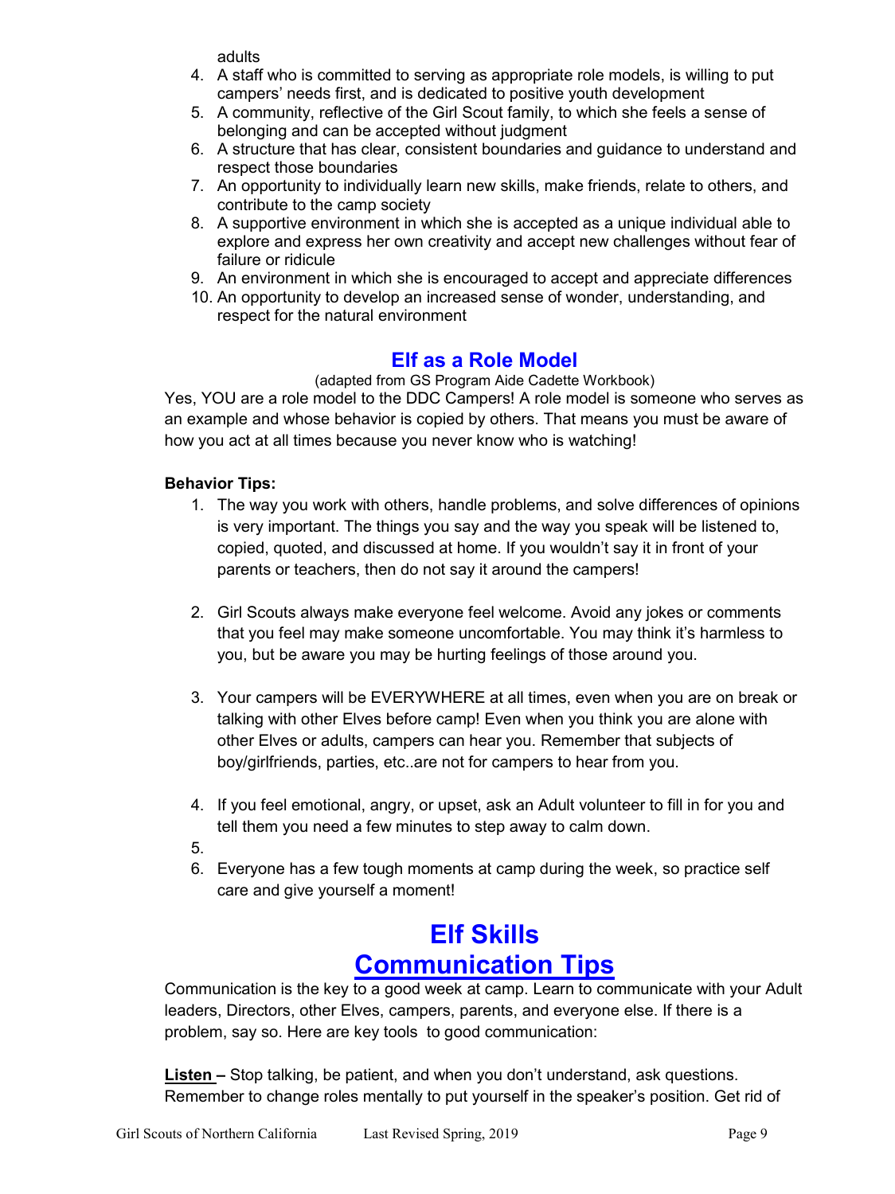adults

4. A staff who is committed to serving as appropriate role models, is willing to put campers' needs first, and is dedicated to positive youth development
5. A community, reflective of the Girl Scout family, to which she feels a sense of belonging and can be accepted without judgment
6. A structure that has clear, consistent boundaries and guidance to understand and respect those boundaries
7. An opportunity to individually learn new skills, make friends, relate to others, and contribute to the camp society
8. A supportive environment in which she is accepted as a unique individual able to explore and express her own creativity and accept new challenges without fear of failure or ridicule
9. An environment in which she is encouraged to accept and appreciate differences
10. An opportunity to develop an increased sense of wonder, understanding, and respect for the natural environment

## Elf as a Role Model

(adapted from GS Program Aide Cadette Workbook)

Yes, YOU are a role model to the DDC Campers! A role model is someone who serves as an example and whose behavior is copied by others. That means you must be aware of how you act at all times because you never know who is watching!

**Behavior Tips:**

1. The way you work with others, handle problems, and solve differences of opinions is very important. The things you say and the way you speak will be listened to, copied, quoted, and discussed at home. If you wouldn't say it in front of your parents or teachers, then do not say it around the campers!

2. Girl Scouts always make everyone feel welcome. Avoid any jokes or comments that you feel may make someone uncomfortable. You may think it's harmless to you, but be aware you may be hurting feelings of those around you.

3. Your campers will be EVERYWHERE at all times, even when you are on break or talking with other Elves before camp! Even when you think you are alone with other Elves or adults, campers can hear you. Remember that subjects of boy/girlfriends, parties, etc..are not for campers to hear from you.

4. If you feel emotional, angry, or upset, ask an Adult volunteer to fill in for you and tell them you need a few minutes to step away to calm down.

5. 

6. Everyone has a few tough moments at camp during the week, so practice self care and give yourself a moment!

# Elf Skills

## Communication Tips

Communication is the key to a good week at camp. Learn to communicate with your Adult leaders, Directors, other Elves, campers, parents, and everyone else. If there is a problem, say so. Here are key tools to good communication:

**Listen –** Stop talking, be patient, and when you don't understand, ask questions. Remember to change roles mentally to put yourself in the speaker's position. Get rid of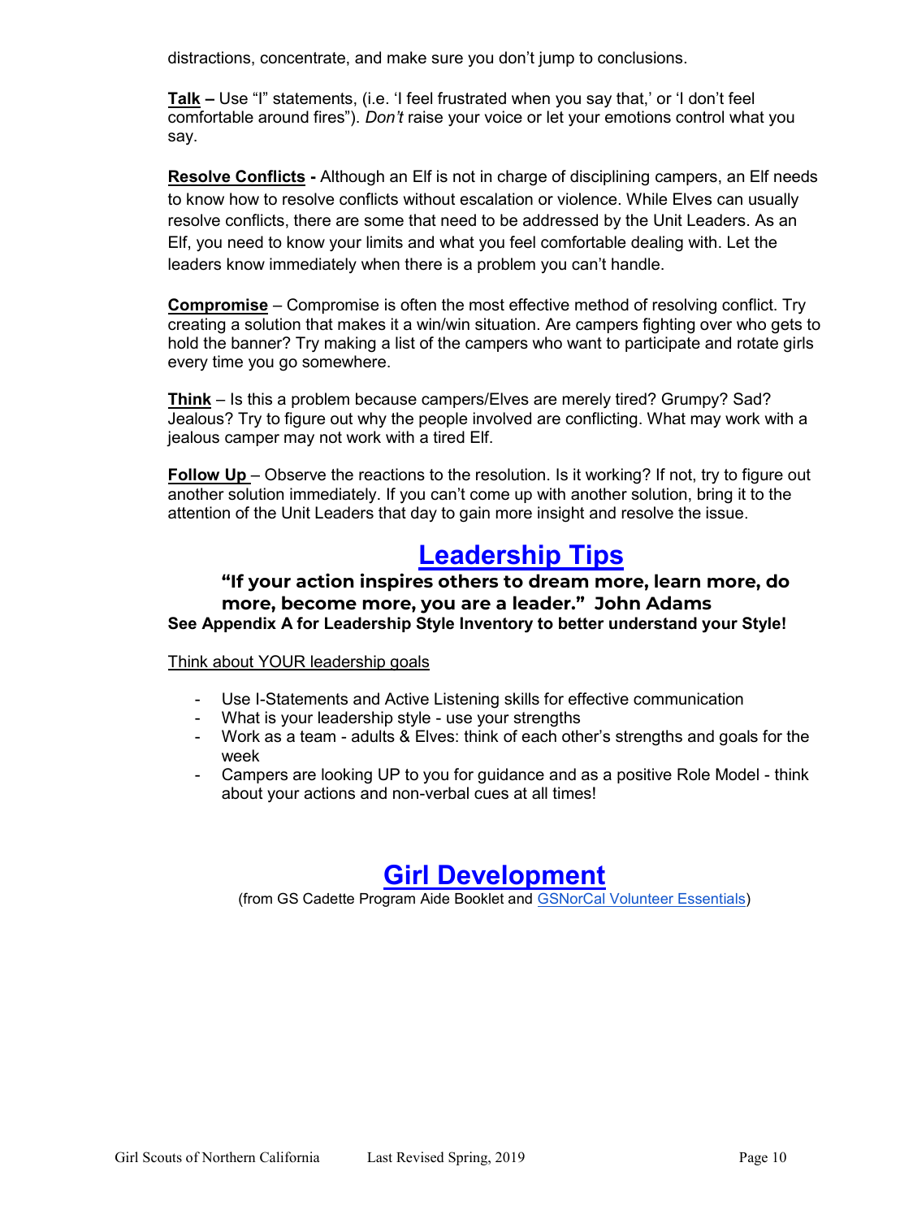distractions, concentrate, and make sure you don't jump to conclusions.

**Talk –** Use "I" statements, (i.e. 'I feel frustrated when you say that,' or 'I don't feel comfortable around fires"). *Don't* raise your voice or let your emotions control what you say.

**Resolve Conflicts -** Although an Elf is not in charge of disciplining campers, an Elf needs to know how to resolve conflicts without escalation or violence. While Elves can usually resolve conflicts, there are some that need to be addressed by the Unit Leaders. As an Elf, you need to know your limits and what you feel comfortable dealing with. Let the leaders know immediately when there is a problem you can't handle.

**Compromise** – Compromise is often the most effective method of resolving conflict. Try creating a solution that makes it a win/win situation. Are campers fighting over who gets to hold the banner? Try making a list of the campers who want to participate and rotate girls every time you go somewhere.

**Think** – Is this a problem because campers/Elves are merely tired? Grumpy? Sad? Jealous? Try to figure out why the people involved are conflicting. What may work with a jealous camper may not work with a tired Elf.

**Follow Up** – Observe the reactions to the resolution. Is it working? If not, try to figure out another solution immediately. If you can't come up with another solution, bring it to the attention of the Unit Leaders that day to gain more insight and resolve the issue.

# Leadership Tips

**"If your action inspires others to dream more, learn more, do more, become more, you are a leader." John Adams**

**See Appendix A for Leadership Style Inventory to better understand your Style!**

Think about YOUR leadership goals

- Use I-Statements and Active Listening skills for effective communication
- What is your leadership style - use your strengths
- Work as a team - adults & Elves: think of each other's strengths and goals for the week
- Campers are looking UP to you for guidance and as a positive Role Model - think about your actions and non-verbal cues at all times!

# Girl Development

(from GS Cadette Program Aide Booklet and GSNorCal Volunteer Essentials)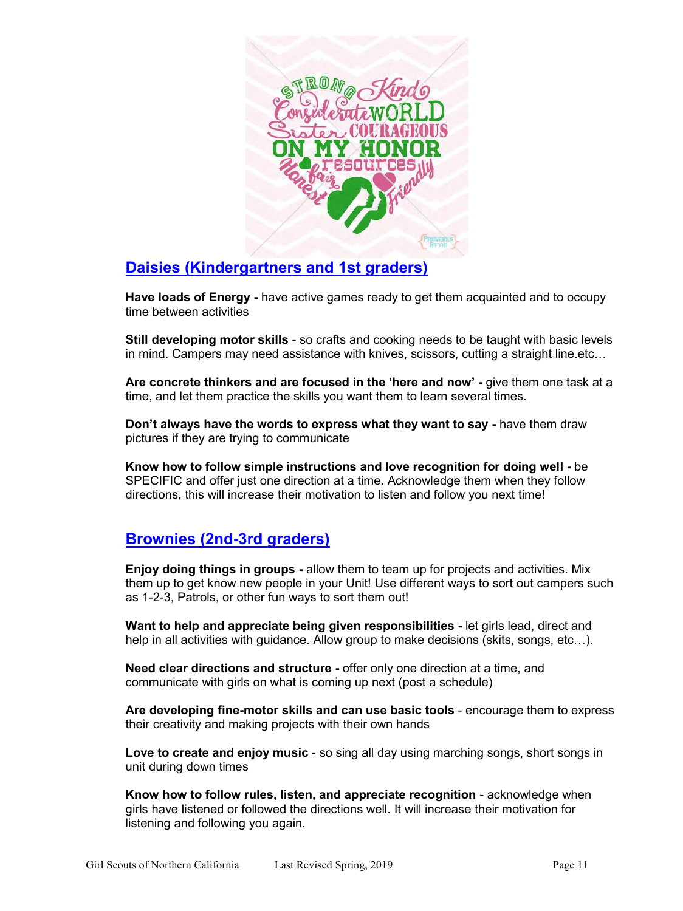## Daisies (Kindergartners and 1st graders)

**Have loads of Energy -** have active games ready to get them acquainted and to occupy time between activities

**Still developing motor skills** - so crafts and cooking needs to be taught with basic levels in mind. Campers may need assistance with knives, scissors, cutting a straight line.etc…

**Are concrete thinkers and are focused in the 'here and now' -** give them one task at a time, and let them practice the skills you want them to learn several times.

**Don't always have the words to express what they want to say -** have them draw pictures if they are trying to communicate

**Know how to follow simple instructions and love recognition for doing well -** be SPECIFIC and offer just one direction at a time. Acknowledge them when they follow directions, this will increase their motivation to listen and follow you next time!

## Brownies (2nd-3rd graders)

**Enjoy doing things in groups -** allow them to team up for projects and activities. Mix them up to get know new people in your Unit! Use different ways to sort out campers such as 1-2-3, Patrols, or other fun ways to sort them out!

**Want to help and appreciate being given responsibilities -** let girls lead, direct and help in all activities with guidance. Allow group to make decisions (skits, songs, etc…).

**Need clear directions and structure -** offer only one direction at a time, and communicate with girls on what is coming up next (post a schedule)

**Are developing fine-motor skills and can use basic tools** - encourage them to express their creativity and making projects with their own hands

**Love to create and enjoy music** - so sing all day using marching songs, short songs in unit during down times

**Know how to follow rules, listen, and appreciate recognition** - acknowledge when girls have listened or followed the directions well. It will increase their motivation for listening and following you again.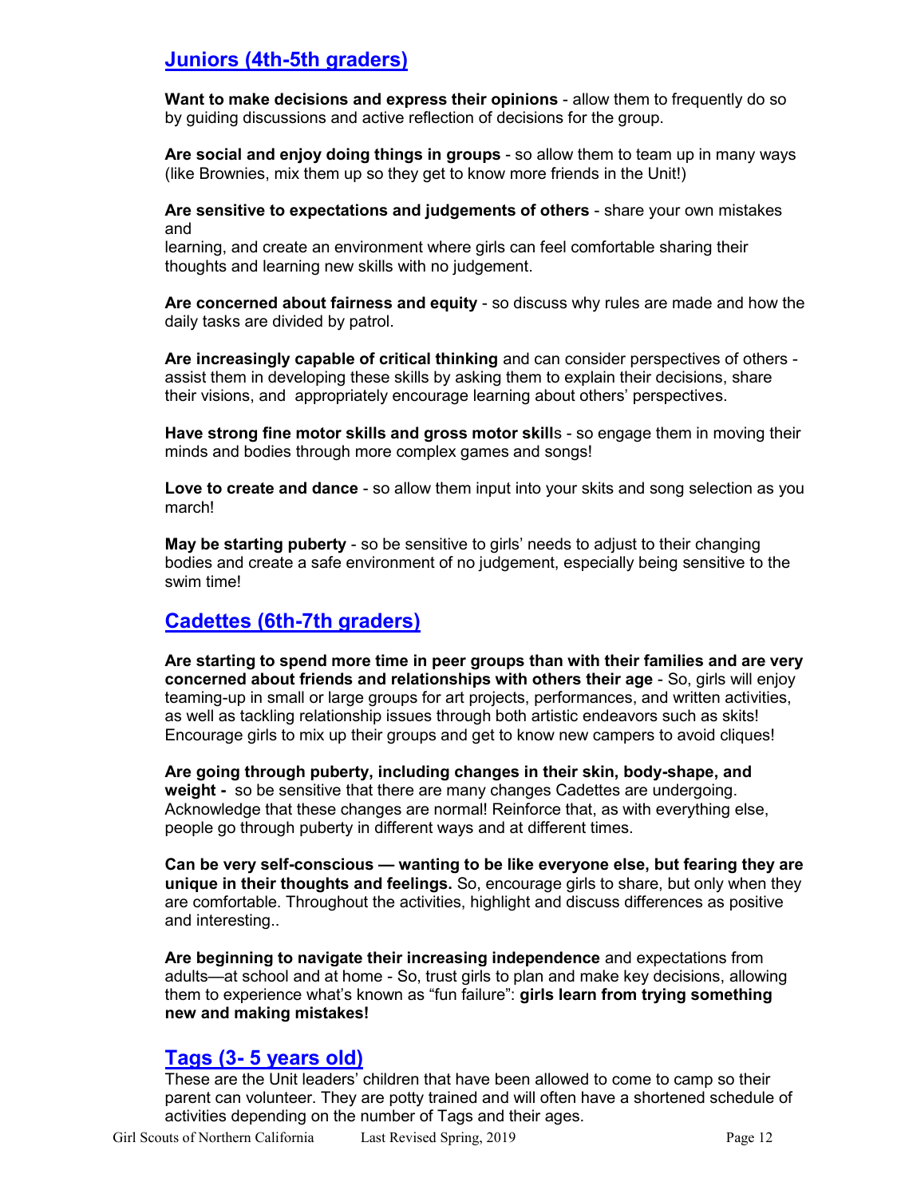## Juniors (4th-5th graders)

**Want to make decisions and express their opinions** - allow them to frequently do so by guiding discussions and active reflection of decisions for the group.

**Are social and enjoy doing things in groups** - so allow them to team up in many ways (like Brownies, mix them up so they get to know more friends in the Unit!)

**Are sensitive to expectations and judgements of others** - share your own mistakes and
learning, and create an environment where girls can feel comfortable sharing their thoughts and learning new skills with no judgement.

**Are concerned about fairness and equity** - so discuss why rules are made and how the daily tasks are divided by patrol.

**Are increasingly capable of critical thinking** and can consider perspectives of others - assist them in developing these skills by asking them to explain their decisions, share their visions, and appropriately encourage learning about others' perspectives.

**Have strong fine motor skills and gross motor skill**s - so engage them in moving their minds and bodies through more complex games and songs!

**Love to create and dance** - so allow them input into your skits and song selection as you march!

**May be starting puberty** - so be sensitive to girls' needs to adjust to their changing bodies and create a safe environment of no judgement, especially being sensitive to the swim time!

## Cadettes (6th-7th graders)

**Are starting to spend more time in peer groups than with their families and are very concerned about friends and relationships with others their age** - So, girls will enjoy teaming-up in small or large groups for art projects, performances, and written activities, as well as tackling relationship issues through both artistic endeavors such as skits! Encourage girls to mix up their groups and get to know new campers to avoid cliques!

**Are going through puberty, including changes in their skin, body-shape, and weight -** so be sensitive that there are many changes Cadettes are undergoing. Acknowledge that these changes are normal! Reinforce that, as with everything else, people go through puberty in different ways and at different times.

**Can be very self-conscious — wanting to be like everyone else, but fearing they are unique in their thoughts and feelings.** So, encourage girls to share, but only when they are comfortable. Throughout the activities, highlight and discuss differences as positive and interesting..

**Are beginning to navigate their increasing independence** and expectations from adults—at school and at home - So, trust girls to plan and make key decisions, allowing them to experience what's known as "fun failure": **girls learn from trying something new and making mistakes!**

## Tags (3- 5 years old)

These are the Unit leaders' children that have been allowed to come to camp so their parent can volunteer. They are potty trained and will often have a shortened schedule of activities depending on the number of Tags and their ages.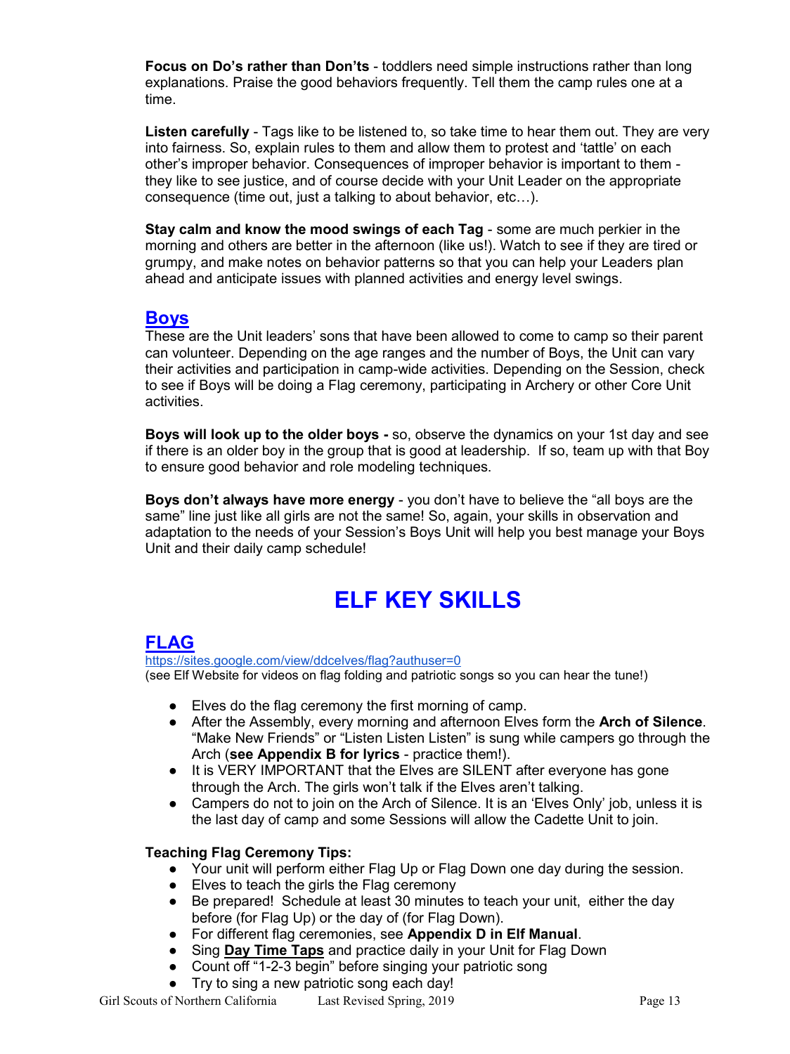**Focus on Do's rather than Don'ts** - toddlers need simple instructions rather than long explanations. Praise the good behaviors frequently. Tell them the camp rules one at a time.

**Listen carefully** - Tags like to be listened to, so take time to hear them out. They are very into fairness. So, explain rules to them and allow them to protest and 'tattle' on each other's improper behavior. Consequences of improper behavior is important to them - they like to see justice, and of course decide with your Unit Leader on the appropriate consequence (time out, just a talking to about behavior, etc…).

**Stay calm and know the mood swings of each Tag** - some are much perkier in the morning and others are better in the afternoon (like us!). Watch to see if they are tired or grumpy, and make notes on behavior patterns so that you can help your Leaders plan ahead and anticipate issues with planned activities and energy level swings.

## Boys

These are the Unit leaders' sons that have been allowed to come to camp so their parent can volunteer. Depending on the age ranges and the number of Boys, the Unit can vary their activities and participation in camp-wide activities. Depending on the Session, check to see if Boys will be doing a Flag ceremony, participating in Archery or other Core Unit activities.

**Boys will look up to the older boys -** so, observe the dynamics on your 1st day and see if there is an older boy in the group that is good at leadership. If so, team up with that Boy to ensure good behavior and role modeling techniques.

**Boys don't always have more energy** - you don't have to believe the "all boys are the same" line just like all girls are not the same! So, again, your skills in observation and adaptation to the needs of your Session's Boys Unit will help you best manage your Boys Unit and their daily camp schedule!

# ELF KEY SKILLS

## FLAG

https://sites.google.com/view/ddcelves/flag?authuser=0
(see Elf Website for videos on flag folding and patriotic songs so you can hear the tune!)

- Elves do the flag ceremony the first morning of camp.
- After the Assembly, every morning and afternoon Elves form the **Arch of Silence**. "Make New Friends" or "Listen Listen Listen" is sung while campers go through the Arch (**see Appendix B for lyrics** - practice them!).
- It is VERY IMPORTANT that the Elves are SILENT after everyone has gone through the Arch. The girls won't talk if the Elves aren't talking.
- Campers do not to join on the Arch of Silence. It is an 'Elves Only' job, unless it is the last day of camp and some Sessions will allow the Cadette Unit to join.

**Teaching Flag Ceremony Tips:**

- Your unit will perform either Flag Up or Flag Down one day during the session.
- Elves to teach the girls the Flag ceremony
- Be prepared! Schedule at least 30 minutes to teach your unit, either the day before (for Flag Up) or the day of (for Flag Down).
- For different flag ceremonies, see **Appendix D in Elf Manual**.
- Sing **Day Time Taps** and practice daily in your Unit for Flag Down
- Count off "1-2-3 begin" before singing your patriotic song
- Try to sing a new patriotic song each day!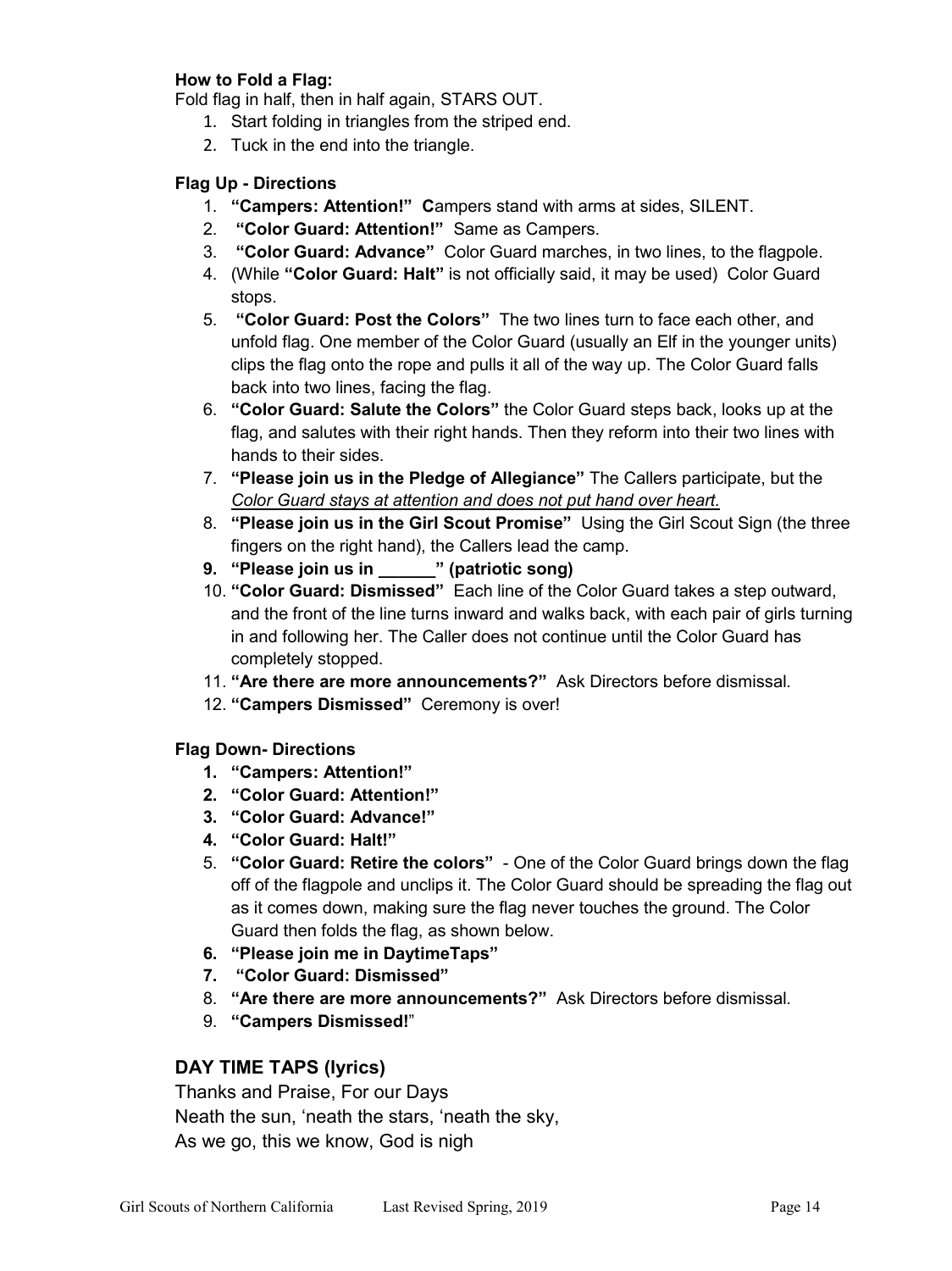**How to Fold a Flag:**

Fold flag in half, then in half again, STARS OUT.

1. Start folding in triangles from the striped end.
2. Tuck in the end into the triangle.

**Flag Up - Directions**

1. **"Campers: Attention!" C**ampers stand with arms at sides, SILENT.
2. **"Color Guard: Attention!"** Same as Campers.
3. **"Color Guard: Advance"** Color Guard marches, in two lines, to the flagpole.
4. (While **"Color Guard: Halt"** is not officially said, it may be used) Color Guard stops.
5. **"Color Guard: Post the Colors"** The two lines turn to face each other, and unfold flag. One member of the Color Guard (usually an Elf in the younger units) clips the flag onto the rope and pulls it all of the way up. The Color Guard falls back into two lines, facing the flag.
6. **"Color Guard: Salute the Colors"** the Color Guard steps back, looks up at the flag, and salutes with their right hands. Then they reform into their two lines with hands to their sides.
7. **"Please join us in the Pledge of Allegiance"** The Callers participate, but the *Color Guard stays at attention and does not put hand over heart.*
8. **"Please join us in the Girl Scout Promise"** Using the Girl Scout Sign (the three fingers on the right hand), the Callers lead the camp.
9. **"Please join us in ______" (patriotic song)**
10. **"Color Guard: Dismissed"** Each line of the Color Guard takes a step outward, and the front of the line turns inward and walks back, with each pair of girls turning in and following her. The Caller does not continue until the Color Guard has completely stopped.
11. **"Are there are more announcements?"** Ask Directors before dismissal.
12. **"Campers Dismissed"** Ceremony is over!

**Flag Down- Directions**

1. **"Campers: Attention!"**
2. **"Color Guard: Attention!"**
3. **"Color Guard: Advance!"**
4. **"Color Guard: Halt!"**
5. **"Color Guard: Retire the colors"** - One of the Color Guard brings down the flag off of the flagpole and unclips it. The Color Guard should be spreading the flag out as it comes down, making sure the flag never touches the ground. The Color Guard then folds the flag, as shown below.
6. **"Please join me in DaytimeTaps"**
7. **"Color Guard: Dismissed"**
8. **"Are there are more announcements?"** Ask Directors before dismissal.
9. **"Campers Dismissed!"**

## DAY TIME TAPS (lyrics)

Thanks and Praise, For our Days
Neath the sun, 'neath the stars, 'neath the sky,
As we go, this we know, God is nigh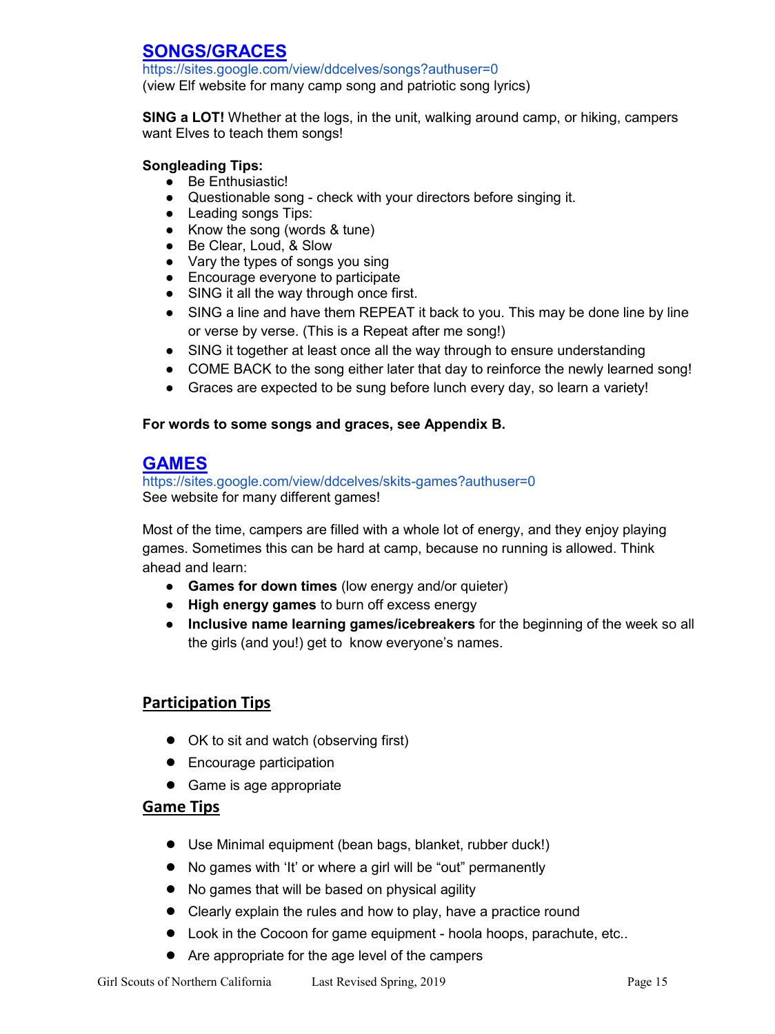## [SONGS/GRACES](https://sites.google.com/view/ddcelves/songs?authuser=0)

https://sites.google.com/view/ddcelves/songs?authuser=0
(view Elf website for many camp song and patriotic song lyrics)

**SING a LOT!** Whether at the logs, in the unit, walking around camp, or hiking, campers want Elves to teach them songs!

**Songleading Tips:**

- Be Enthusiastic!
- Questionable song - check with your directors before singing it.
- Leading songs Tips:
- Know the song (words & tune)
- Be Clear, Loud, & Slow
- Vary the types of songs you sing
- Encourage everyone to participate
- SING it all the way through once first.
- SING a line and have them REPEAT it back to you. This may be done line by line or verse by verse. (This is a Repeat after me song!)
- SING it together at least once all the way through to ensure understanding
- COME BACK to the song either later that day to reinforce the newly learned song!
- Graces are expected to be sung before lunch every day, so learn a variety!

**For words to some songs and graces, see Appendix B.**

## [GAMES](https://sites.google.com/view/ddcelves/skits-games?authuser=0)

https://sites.google.com/view/ddcelves/skits-games?authuser=0
See website for many different games!

Most of the time, campers are filled with a whole lot of energy, and they enjoy playing games. Sometimes this can be hard at camp, because no running is allowed. Think ahead and learn:

- **Games for down times** (low energy and/or quieter)
- **High energy games** to burn off excess energy
- **Inclusive name learning games/icebreakers** for the beginning of the week so all the girls (and you!) get to know everyone's names.

### Participation Tips

- OK to sit and watch (observing first)
- Encourage participation
- Game is age appropriate

### Game Tips

- Use Minimal equipment (bean bags, blanket, rubber duck!)
- No games with 'It' or where a girl will be "out" permanently
- No games that will be based on physical agility
- Clearly explain the rules and how to play, have a practice round
- Look in the Cocoon for game equipment - hoola hoops, parachute, etc..
- Are appropriate for the age level of the campers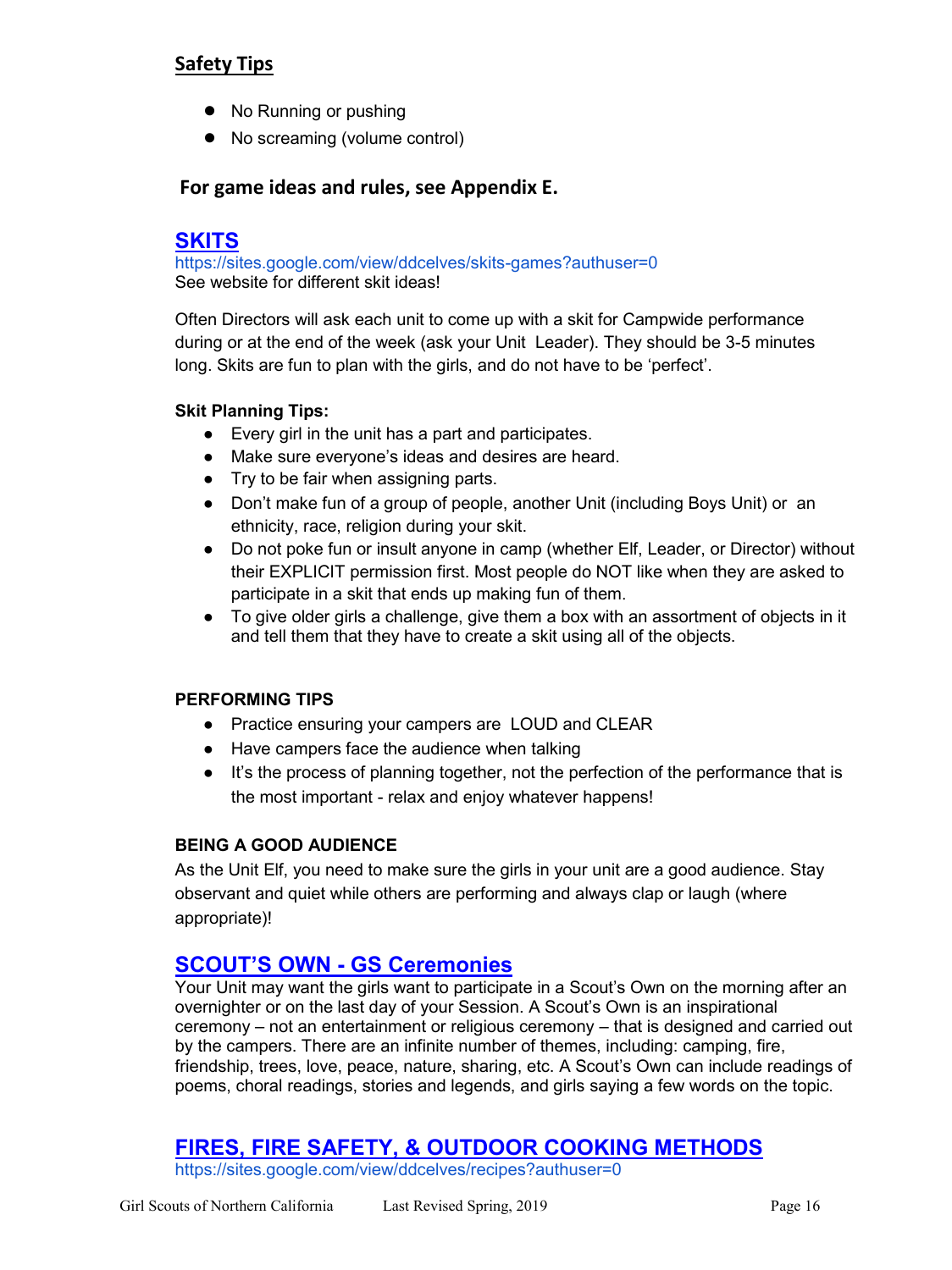## Safety Tips

- No Running or pushing
- No screaming (volume control)

**For game ideas and rules, see Appendix E.**

## SKITS

https://sites.google.com/view/ddcelves/skits-games?authuser=0
See website for different skit ideas!

Often Directors will ask each unit to come up with a skit for Campwide performance during or at the end of the week (ask your Unit Leader). They should be 3-5 minutes long. Skits are fun to plan with the girls, and do not have to be 'perfect'.

**Skit Planning Tips:**

- Every girl in the unit has a part and participates.
- Make sure everyone's ideas and desires are heard.
- Try to be fair when assigning parts.
- Don't make fun of a group of people, another Unit (including Boys Unit) or an ethnicity, race, religion during your skit.
- Do not poke fun or insult anyone in camp (whether Elf, Leader, or Director) without their EXPLICIT permission first. Most people do NOT like when they are asked to participate in a skit that ends up making fun of them.
- To give older girls a challenge, give them a box with an assortment of objects in it and tell them that they have to create a skit using all of the objects.

**PERFORMING TIPS**

- Practice ensuring your campers are LOUD and CLEAR
- Have campers face the audience when talking
- It's the process of planning together, not the perfection of the performance that is the most important - relax and enjoy whatever happens!

**BEING A GOOD AUDIENCE**

As the Unit Elf, you need to make sure the girls in your unit are a good audience. Stay observant and quiet while others are performing and always clap or laugh (where appropriate)!

## SCOUT'S OWN - GS Ceremonies

Your Unit may want the girls want to participate in a Scout's Own on the morning after an overnighter or on the last day of your Session. A Scout's Own is an inspirational ceremony – not an entertainment or religious ceremony – that is designed and carried out by the campers. There are an infinite number of themes, including: camping, fire, friendship, trees, love, peace, nature, sharing, etc. A Scout's Own can include readings of poems, choral readings, stories and legends, and girls saying a few words on the topic.

## FIRES, FIRE SAFETY, & OUTDOOR COOKING METHODS

https://sites.google.com/view/ddcelves/recipes?authuser=0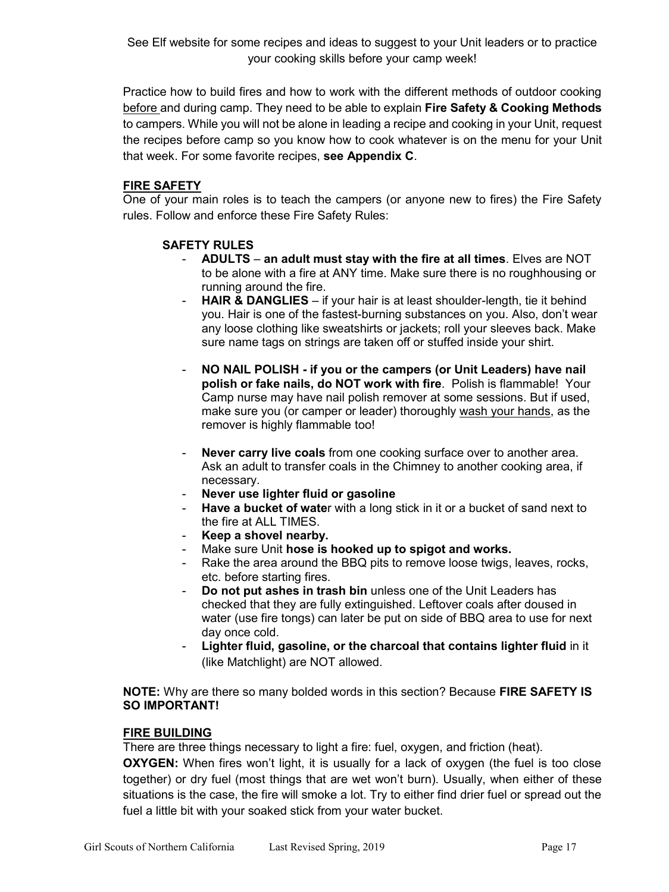See Elf website for some recipes and ideas to suggest to your Unit leaders or to practice your cooking skills before your camp week!

Practice how to build fires and how to work with the different methods of outdoor cooking before and during camp. They need to be able to explain **Fire Safety & Cooking Methods** to campers. While you will not be alone in leading a recipe and cooking in your Unit, request the recipes before camp so you know how to cook whatever is on the menu for your Unit that week. For some favorite recipes, **see Appendix C**.

## FIRE SAFETY

One of your main roles is to teach the campers (or anyone new to fires) the Fire Safety rules. Follow and enforce these Fire Safety Rules:

### SAFETY RULES

- **ADULTS** – **an adult must stay with the fire at all times**. Elves are NOT to be alone with a fire at ANY time. Make sure there is no roughhousing or running around the fire.
- **HAIR & DANGLIES** – if your hair is at least shoulder-length, tie it behind you. Hair is one of the fastest-burning substances on you. Also, don't wear any loose clothing like sweatshirts or jackets; roll your sleeves back. Make sure name tags on strings are taken off or stuffed inside your shirt.
- **NO NAIL POLISH - if you or the campers (or Unit Leaders) have nail polish or fake nails, do NOT work with fire**. Polish is flammable! Your Camp nurse may have nail polish remover at some sessions. But if used, make sure you (or camper or leader) thoroughly wash your hands, as the remover is highly flammable too!
- **Never carry live coals** from one cooking surface over to another area. Ask an adult to transfer coals in the Chimney to another cooking area, if necessary.
- **Never use lighter fluid or gasoline**
- **Have a bucket of wate**r with a long stick in it or a bucket of sand next to the fire at ALL TIMES.
- **Keep a shovel nearby.**
- Make sure Unit **hose is hooked up to spigot and works.**
- Rake the area around the BBQ pits to remove loose twigs, leaves, rocks, etc. before starting fires.
- **Do not put ashes in trash bin** unless one of the Unit Leaders has checked that they are fully extinguished. Leftover coals after doused in water (use fire tongs) can later be put on side of BBQ area to use for next day once cold.
- **Lighter fluid, gasoline, or the charcoal that contains lighter fluid** in it (like Matchlight) are NOT allowed.

**NOTE:** Why are there so many bolded words in this section? Because **FIRE SAFETY IS SO IMPORTANT!**

## FIRE BUILDING

There are three things necessary to light a fire: fuel, oxygen, and friction (heat).

**OXYGEN:** When fires won't light, it is usually for a lack of oxygen (the fuel is too close together) or dry fuel (most things that are wet won't burn). Usually, when either of these situations is the case, the fire will smoke a lot. Try to either find drier fuel or spread out the fuel a little bit with your soaked stick from your water bucket.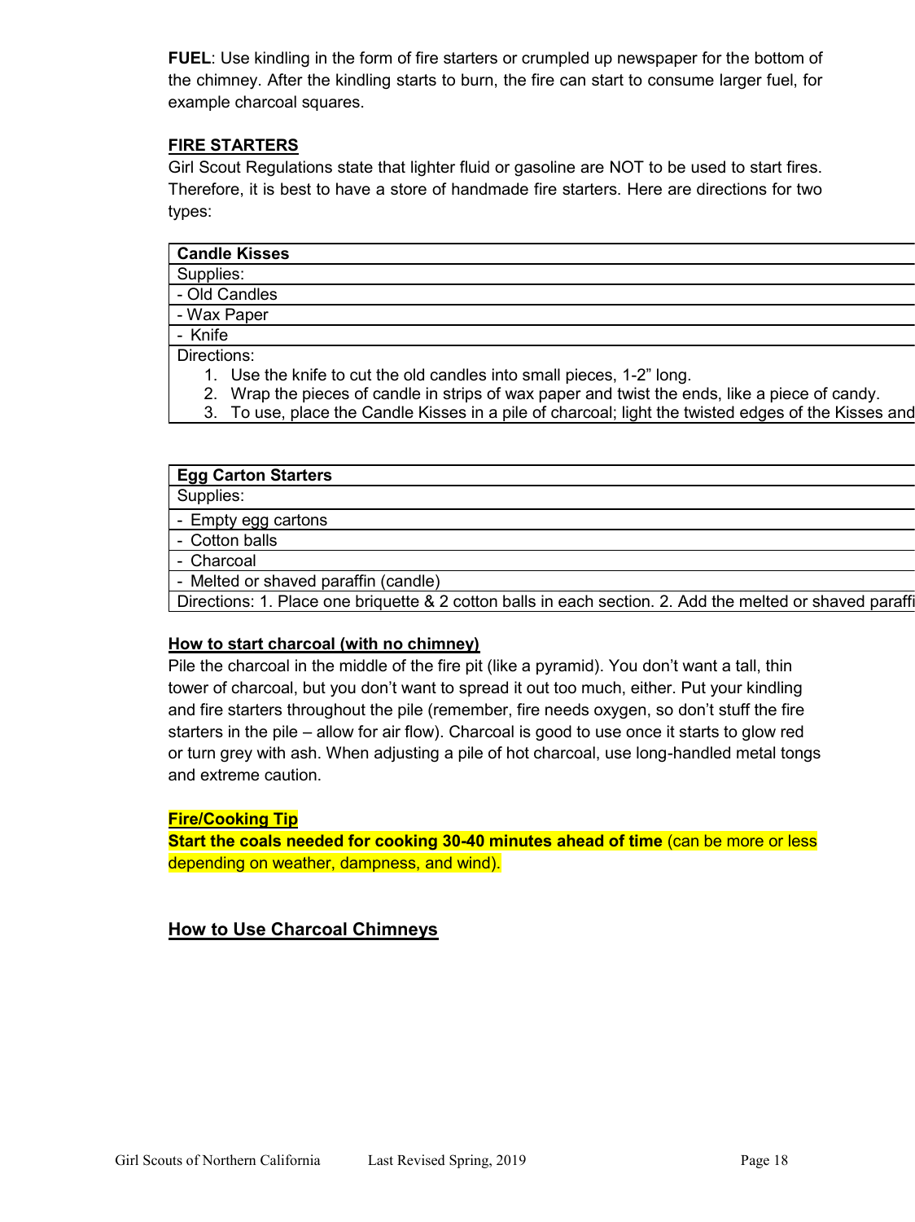**FUEL**: Use kindling in the form of fire starters or crumpled up newspaper for the bottom of the chimney. After the kindling starts to burn, the fire can start to consume larger fuel, for example charcoal squares.

**FIRE STARTERS**

Girl Scout Regulations state that lighter fluid or gasoline are NOT to be used to start fires. Therefore, it is best to have a store of handmade fire starters. Here are directions for two types:

| **Candle Kisses** |
| --- |
| Supplies: |
| - Old Candles |
| - Wax Paper |
| - Knife |
| Directions:<br>1. Use the knife to cut the old candles into small pieces, 1-2" long.<br>2. Wrap the pieces of candle in strips of wax paper and twist the ends, like a piece of candy.<br>3. To use, place the Candle Kisses in a pile of charcoal; light the twisted edges of the Kisses and |

| **Egg Carton Starters** |
| --- |
| Supplies: |
| - Empty egg cartons |
| - Cotton balls |
| - Charcoal |
| - Melted or shaved paraffin (candle) |
| Directions: 1. Place one briquette & 2 cotton balls in each section. 2. Add the melted or shaved paraffi |

**How to start charcoal (with no chimney)**

Pile the charcoal in the middle of the fire pit (like a pyramid). You don't want a tall, thin tower of charcoal, but you don't want to spread it out too much, either. Put your kindling and fire starters throughout the pile (remember, fire needs oxygen, so don't stuff the fire starters in the pile – allow for air flow). Charcoal is good to use once it starts to glow red or turn grey with ash. When adjusting a pile of hot charcoal, use long-handled metal tongs and extreme caution.

**Fire/Cooking Tip**

**Start the coals needed for cooking 30-40 minutes ahead of time** (can be more or less depending on weather, dampness, and wind).

## How to Use Charcoal Chimneys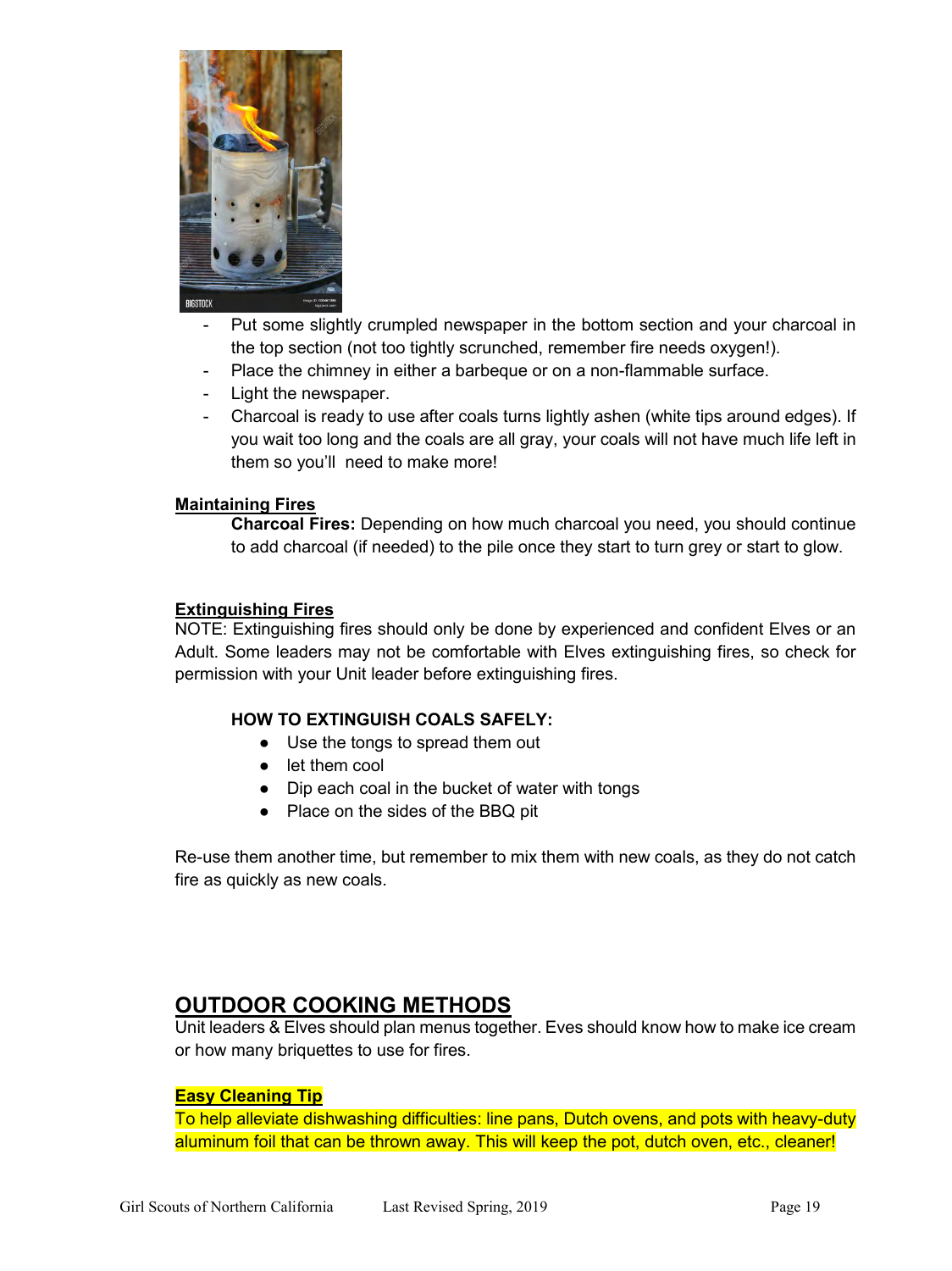- Put some slightly crumpled newspaper in the bottom section and your charcoal in the top section (not too tightly scrunched, remember fire needs oxygen!).
- Place the chimney in either a barbeque or on a non-flammable surface.
- Light the newspaper.
- Charcoal is ready to use after coals turns lightly ashen (white tips around edges). If you wait too long and the coals are all gray, your coals will not have much life left in them so you'll need to make more!

**Maintaining Fires**

**Charcoal Fires:** Depending on how much charcoal you need, you should continue to add charcoal (if needed) to the pile once they start to turn grey or start to glow.

**Extinguishing Fires**

NOTE: Extinguishing fires should only be done by experienced and confident Elves or an Adult. Some leaders may not be comfortable with Elves extinguishing fires, so check for permission with your Unit leader before extinguishing fires.

**HOW TO EXTINGUISH COALS SAFELY:**

- Use the tongs to spread them out
- let them cool
- Dip each coal in the bucket of water with tongs
- Place on the sides of the BBQ pit

Re-use them another time, but remember to mix them with new coals, as they do not catch fire as quickly as new coals.

## OUTDOOR COOKING METHODS

Unit leaders & Elves should plan menus together. Eves should know how to make ice cream or how many briquettes to use for fires.

**Easy Cleaning Tip**

To help alleviate dishwashing difficulties: line pans, Dutch ovens, and pots with heavy-duty aluminum foil that can be thrown away. This will keep the pot, dutch oven, etc., cleaner!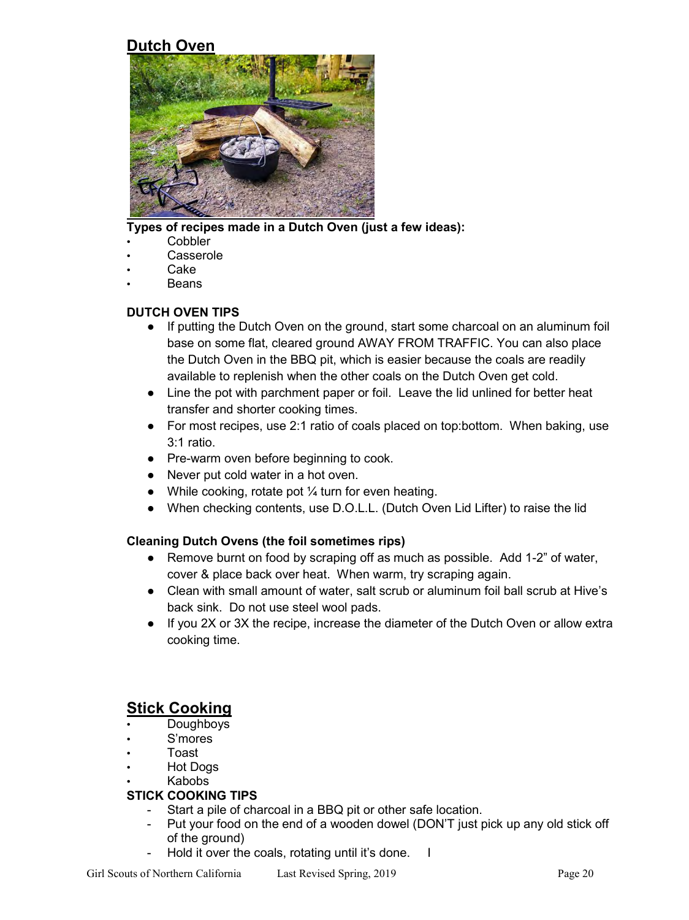## Dutch Oven

**Types of recipes made in a Dutch Oven (just a few ideas):**

- Cobbler
- Casserole
- Cake
- Beans

**DUTCH OVEN TIPS**

- If putting the Dutch Oven on the ground, start some charcoal on an aluminum foil base on some flat, cleared ground AWAY FROM TRAFFIC. You can also place the Dutch Oven in the BBQ pit, which is easier because the coals are readily available to replenish when the other coals on the Dutch Oven get cold.
- Line the pot with parchment paper or foil. Leave the lid unlined for better heat transfer and shorter cooking times.
- For most recipes, use 2:1 ratio of coals placed on top:bottom. When baking, use 3:1 ratio.
- Pre-warm oven before beginning to cook.
- Never put cold water in a hot oven.
- While cooking, rotate pot ¼ turn for even heating.
- When checking contents, use D.O.L.L. (Dutch Oven Lid Lifter) to raise the lid

**Cleaning Dutch Ovens (the foil sometimes rips)**

- Remove burnt on food by scraping off as much as possible. Add 1-2" of water, cover & place back over heat. When warm, try scraping again.
- Clean with small amount of water, salt scrub or aluminum foil ball scrub at Hive's back sink. Do not use steel wool pads.
- If you 2X or 3X the recipe, increase the diameter of the Dutch Oven or allow extra cooking time.

## Stick Cooking

- Doughboys
- S'mores
- Toast
- Hot Dogs
- Kabobs

**STICK COOKING TIPS**

- Start a pile of charcoal in a BBQ pit or other safe location.
- Put your food on the end of a wooden dowel (DON'T just pick up any old stick off of the ground)
- Hold it over the coals, rotating until it's done.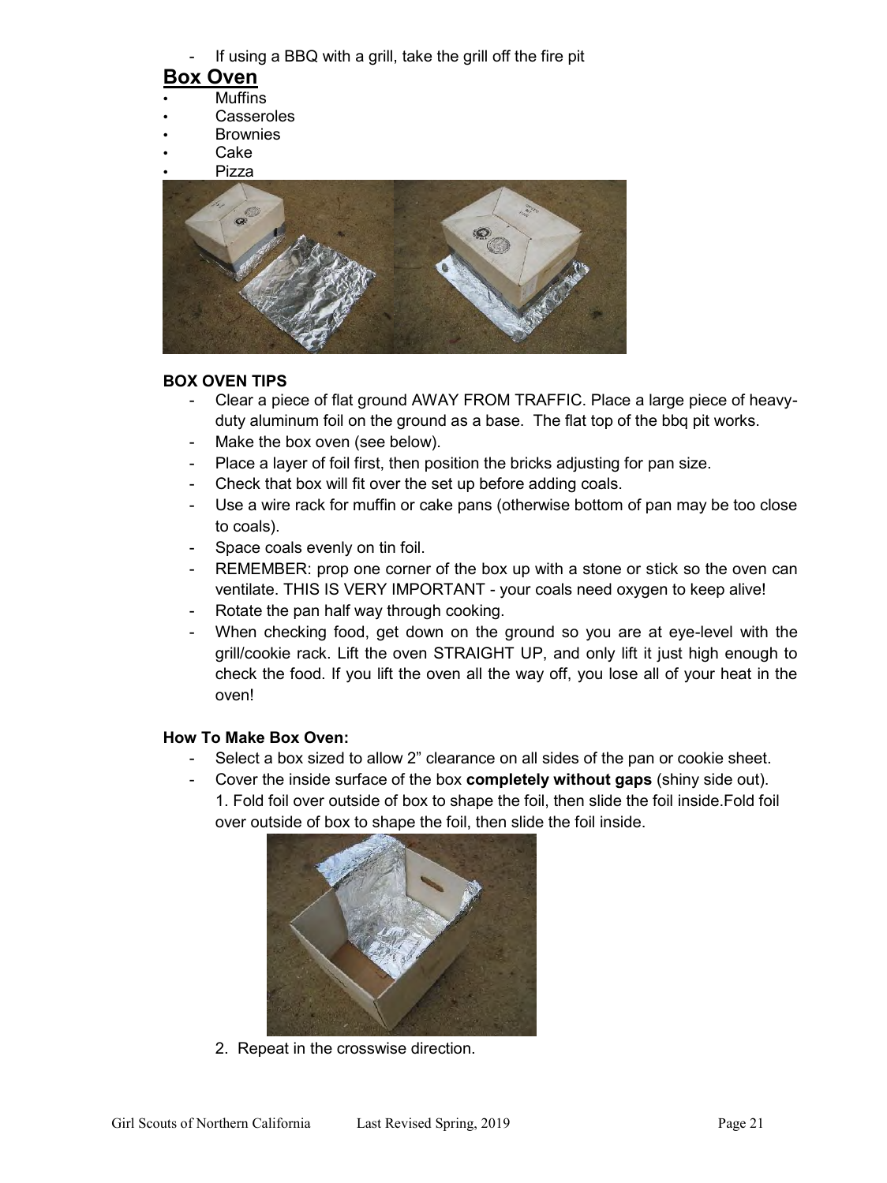- If using a BBQ with a grill, take the grill off the fire pit

## Box Oven

- Muffins
- Casseroles
- Brownies
- Cake
- Pizza

**BOX OVEN TIPS**

- Clear a piece of flat ground AWAY FROM TRAFFIC. Place a large piece of heavy-duty aluminum foil on the ground as a base. The flat top of the bbq pit works.
- Make the box oven (see below).
- Place a layer of foil first, then position the bricks adjusting for pan size.
- Check that box will fit over the set up before adding coals.
- Use a wire rack for muffin or cake pans (otherwise bottom of pan may be too close to coals).
- Space coals evenly on tin foil.
- REMEMBER: prop one corner of the box up with a stone or stick so the oven can ventilate. THIS IS VERY IMPORTANT - your coals need oxygen to keep alive!
- Rotate the pan half way through cooking.
- When checking food, get down on the ground so you are at eye-level with the grill/cookie rack. Lift the oven STRAIGHT UP, and only lift it just high enough to check the food. If you lift the oven all the way off, you lose all of your heat in the oven!

**How To Make Box Oven:**

- Select a box sized to allow 2" clearance on all sides of the pan or cookie sheet.
- Cover the inside surface of the box **completely without gaps** (shiny side out).
  1. Fold foil over outside of box to shape the foil, then slide the foil inside.Fold foil over outside of box to shape the foil, then slide the foil inside.
  2. Repeat in the crosswise direction.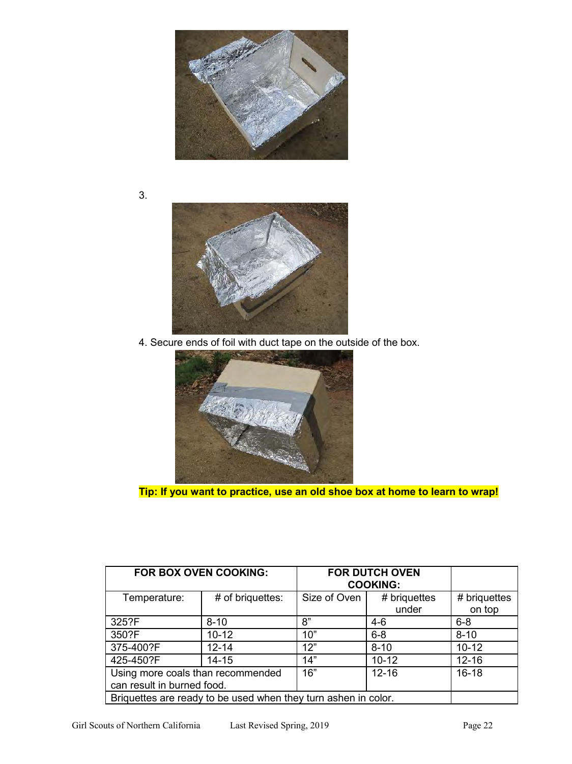3.

4. Secure ends of foil with duct tape on the outside of the box.

**Tip: If you want to practice, use an old shoe box at home to learn to wrap!**

| FOR BOX OVEN COOKING: | | FOR DUTCH OVEN COOKING: | | |
|---|---|---|---|---|
| Temperature: | # of briquettes: | Size of Oven | # briquettes under | # briquettes on top |
| 325?F | 8-10 | 8” | 4-6 | 6-8 |
| 350?F | 10-12 | 10” | 6-8 | 8-10 |
| 375-400?F | 12-14 | 12” | 8-10 | 10-12 |
| 425-450?F | 14-15 | 14” | 10-12 | 12-16 |
| Using more coals than recommended can result in burned food. | | 16” | 12-16 | 16-18 |
| Briquettes are ready to be used when they turn ashen in color. | | | | |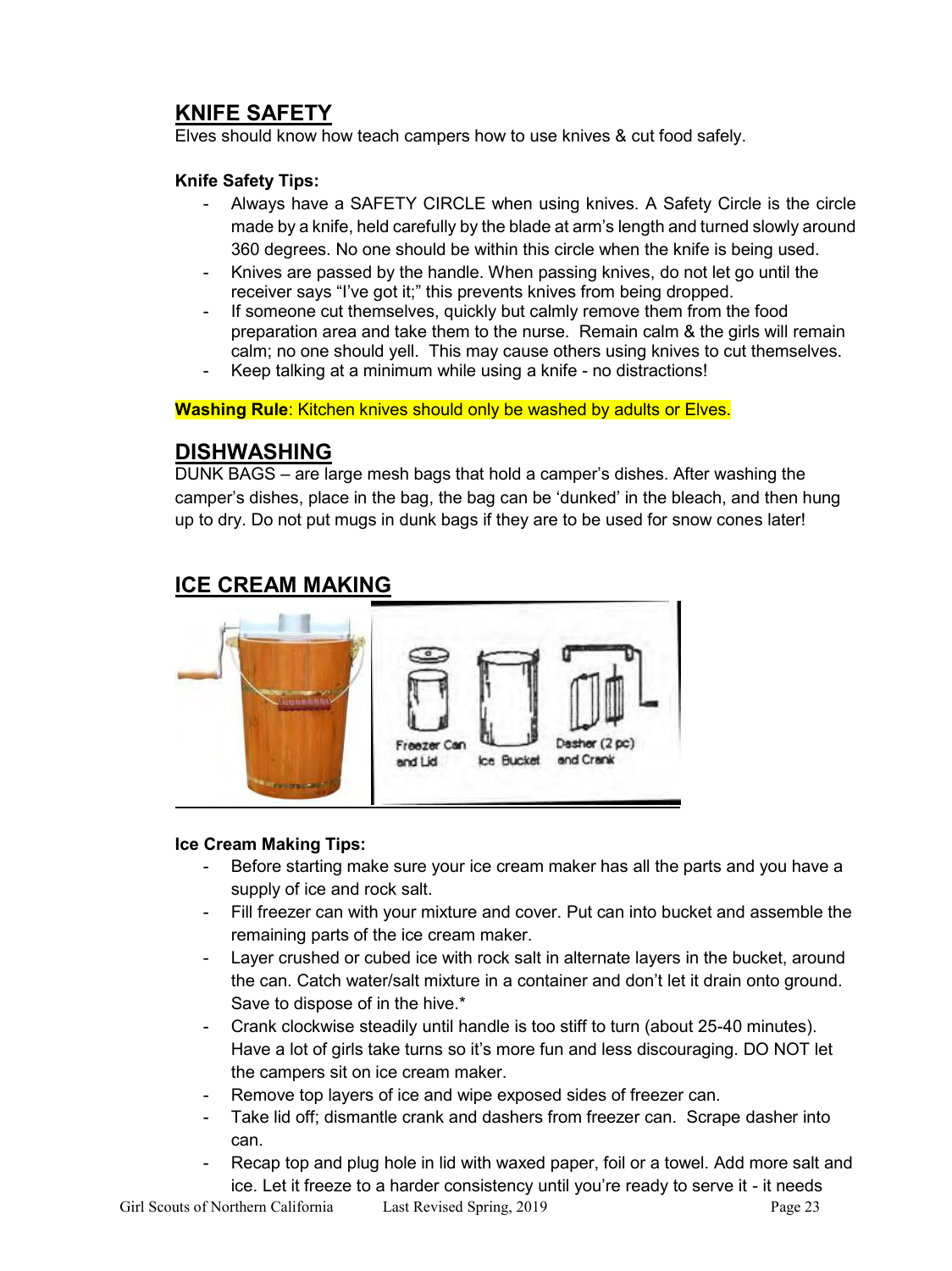## KNIFE SAFETY

Elves should know how teach campers how to use knives & cut food safely.

**Knife Safety Tips:**

- Always have a SAFETY CIRCLE when using knives. A Safety Circle is the circle made by a knife, held carefully by the blade at arm's length and turned slowly around 360 degrees. No one should be within this circle when the knife is being used.
- Knives are passed by the handle. When passing knives, do not let go until the receiver says "I've got it;" this prevents knives from being dropped.
- If someone cut themselves, quickly but calmly remove them from the food preparation area and take them to the nurse. Remain calm & the girls will remain calm; no one should yell. This may cause others using knives to cut themselves.
- Keep talking at a minimum while using a knife - no distractions!

**Washing Rule**: Kitchen knives should only be washed by adults or Elves.

## DISHWASHING

DUNK BAGS – are large mesh bags that hold a camper's dishes. After washing the camper's dishes, place in the bag, the bag can be 'dunked' in the bleach, and then hung up to dry. Do not put mugs in dunk bags if they are to be used for snow cones later!

## ICE CREAM MAKING

Freezer Can and Lid — Ice Bucket — Dasher (2 pc) and Crank

**Ice Cream Making Tips:**

- Before starting make sure your ice cream maker has all the parts and you have a supply of ice and rock salt.
- Fill freezer can with your mixture and cover. Put can into bucket and assemble the remaining parts of the ice cream maker.
- Layer crushed or cubed ice with rock salt in alternate layers in the bucket, around the can. Catch water/salt mixture in a container and don't let it drain onto ground. Save to dispose of in the hive.*
- Crank clockwise steadily until handle is too stiff to turn (about 25-40 minutes). Have a lot of girls take turns so it's more fun and less discouraging. DO NOT let the campers sit on ice cream maker.
- Remove top layers of ice and wipe exposed sides of freezer can.
- Take lid off; dismantle crank and dashers from freezer can. Scrape dasher into can.
- Recap top and plug hole in lid with waxed paper, foil or a towel. Add more salt and ice. Let it freeze to a harder consistency until you're ready to serve it - it needs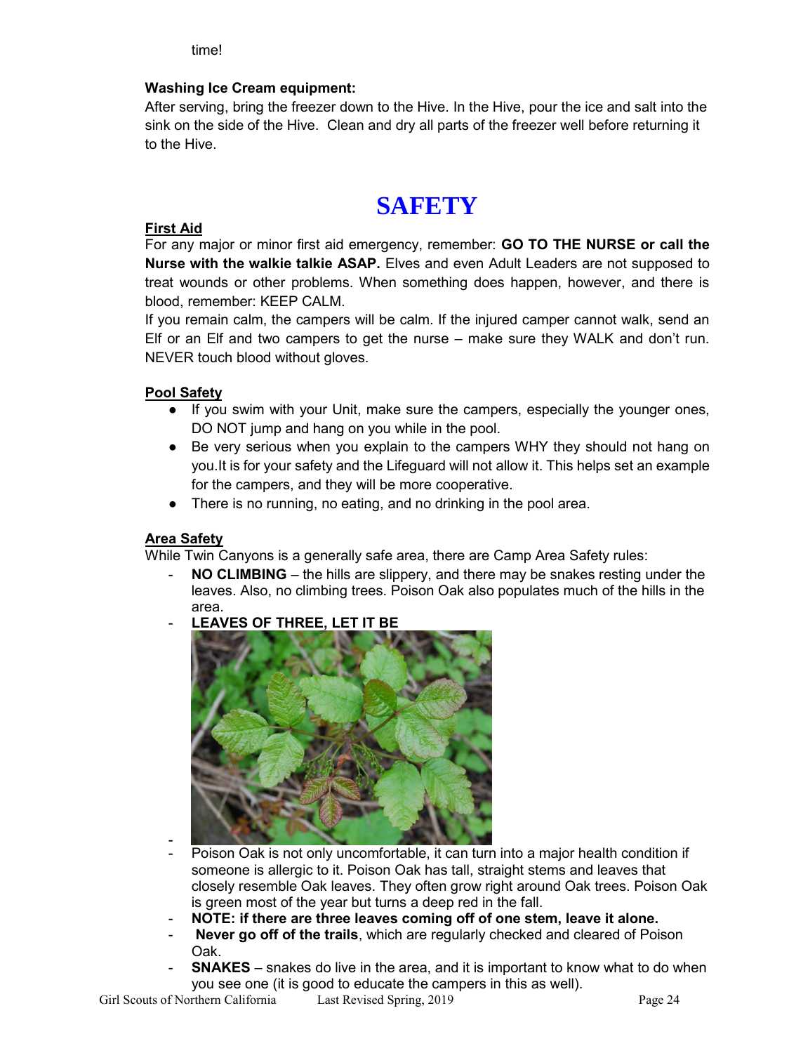time!

**Washing Ice Cream equipment:**

After serving, bring the freezer down to the Hive. In the Hive, pour the ice and salt into the sink on the side of the Hive. Clean and dry all parts of the freezer well before returning it to the Hive.

# SAFETY

## First Aid

For any major or minor first aid emergency, remember: **GO TO THE NURSE or call the Nurse with the walkie talkie ASAP.** Elves and even Adult Leaders are not supposed to treat wounds or other problems. When something does happen, however, and there is blood, remember: KEEP CALM.

If you remain calm, the campers will be calm. If the injured camper cannot walk, send an Elf or an Elf and two campers to get the nurse – make sure they WALK and don't run. NEVER touch blood without gloves.

## Pool Safety

- If you swim with your Unit, make sure the campers, especially the younger ones, DO NOT jump and hang on you while in the pool.
- Be very serious when you explain to the campers WHY they should not hang on you.It is for your safety and the Lifeguard will not allow it. This helps set an example for the campers, and they will be more cooperative.
- There is no running, no eating, and no drinking in the pool area.

## Area Safety

While Twin Canyons is a generally safe area, there are Camp Area Safety rules:

- **NO CLIMBING** – the hills are slippery, and there may be snakes resting under the leaves. Also, no climbing trees. Poison Oak also populates much of the hills in the area.
- **LEAVES OF THREE, LET IT BE**
- 
- Poison Oak is not only uncomfortable, it can turn into a major health condition if someone is allergic to it. Poison Oak has tall, straight stems and leaves that closely resemble Oak leaves. They often grow right around Oak trees. Poison Oak is green most of the year but turns a deep red in the fall.
- **NOTE: if there are three leaves coming off of one stem, leave it alone.**
- **Never go off of the trails**, which are regularly checked and cleared of Poison Oak.
- **SNAKES** – snakes do live in the area, and it is important to know what to do when you see one (it is good to educate the campers in this as well).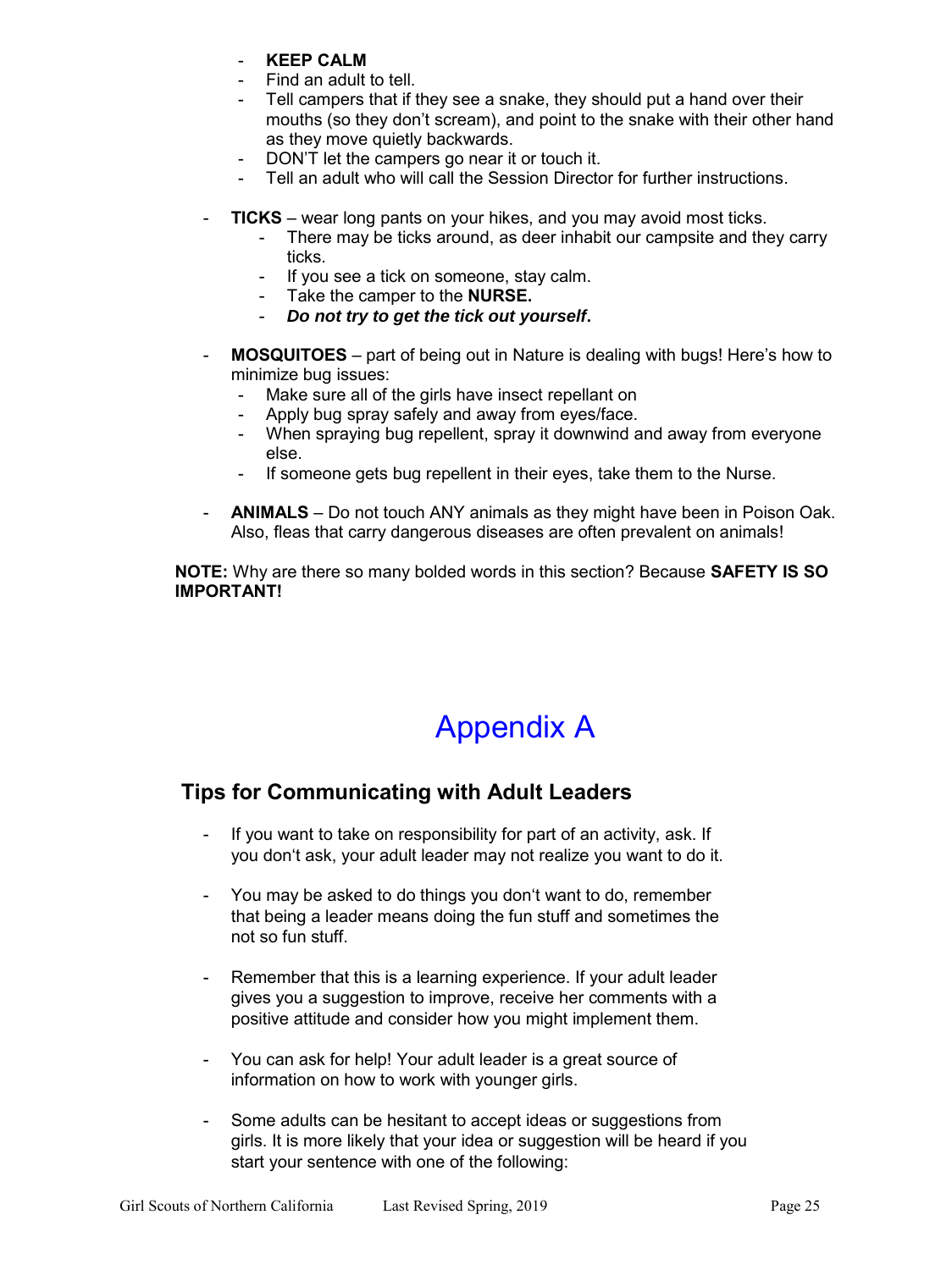- **KEEP CALM**
- Find an adult to tell.
- Tell campers that if they see a snake, they should put a hand over their mouths (so they don't scream), and point to the snake with their other hand as they move quietly backwards.
- DON'T let the campers go near it or touch it.
- Tell an adult who will call the Session Director for further instructions.

- **TICKS** – wear long pants on your hikes, and you may avoid most ticks.
    - There may be ticks around, as deer inhabit our campsite and they carry ticks.
    - If you see a tick on someone, stay calm.
    - Take the camper to the **NURSE.**
    - ***Do not try to get the tick out yourself.***

- **MOSQUITOES** – part of being out in Nature is dealing with bugs! Here's how to minimize bug issues:
    - Make sure all of the girls have insect repellant on
    - Apply bug spray safely and away from eyes/face.
    - When spraying bug repellent, spray it downwind and away from everyone else.
    - If someone gets bug repellent in their eyes, take them to the Nurse.

- **ANIMALS** – Do not touch ANY animals as they might have been in Poison Oak. Also, fleas that carry dangerous diseases are often prevalent on animals!

**NOTE:** Why are there so many bolded words in this section? Because **SAFETY IS SO IMPORTANT!**

# Appendix A

## Tips for Communicating with Adult Leaders

- If you want to take on responsibility for part of an activity, ask. If you don't ask, your adult leader may not realize you want to do it.

- You may be asked to do things you don't want to do, remember that being a leader means doing the fun stuff and sometimes the not so fun stuff.

- Remember that this is a learning experience. If your adult leader gives you a suggestion to improve, receive her comments with a positive attitude and consider how you might implement them.

- You can ask for help! Your adult leader is a great source of information on how to work with younger girls.

- Some adults can be hesitant to accept ideas or suggestions from girls. It is more likely that your idea or suggestion will be heard if you start your sentence with one of the following: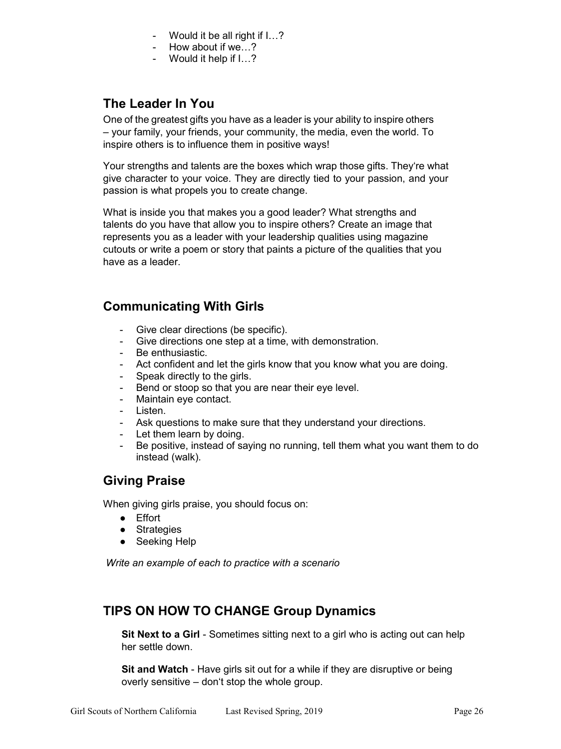- Would it be all right if I…?
- How about if we…?
- Would it help if I…?

## The Leader In You

One of the greatest gifts you have as a leader is your ability to inspire others – your family, your friends, your community, the media, even the world. To inspire others is to influence them in positive ways!

Your strengths and talents are the boxes which wrap those gifts. They‘re what give character to your voice. They are directly tied to your passion, and your passion is what propels you to create change.

What is inside you that makes you a good leader? What strengths and talents do you have that allow you to inspire others? Create an image that represents you as a leader with your leadership qualities using magazine cutouts or write a poem or story that paints a picture of the qualities that you have as a leader.

## Communicating With Girls

- Give clear directions (be specific).
- Give directions one step at a time, with demonstration.
- Be enthusiastic.
- Act confident and let the girls know that you know what you are doing.
- Speak directly to the girls.
- Bend or stoop so that you are near their eye level.
- Maintain eye contact.
- Listen.
- Ask questions to make sure that they understand your directions.
- Let them learn by doing.
- Be positive, instead of saying no running, tell them what you want them to do instead (walk).

## Giving Praise

When giving girls praise, you should focus on:

- Effort
- Strategies
- Seeking Help

*Write an example of each to practice with a scenario*

## TIPS ON HOW TO CHANGE Group Dynamics

**Sit Next to a Girl** - Sometimes sitting next to a girl who is acting out can help her settle down.

**Sit and Watch** - Have girls sit out for a while if they are disruptive or being overly sensitive – don‘t stop the whole group.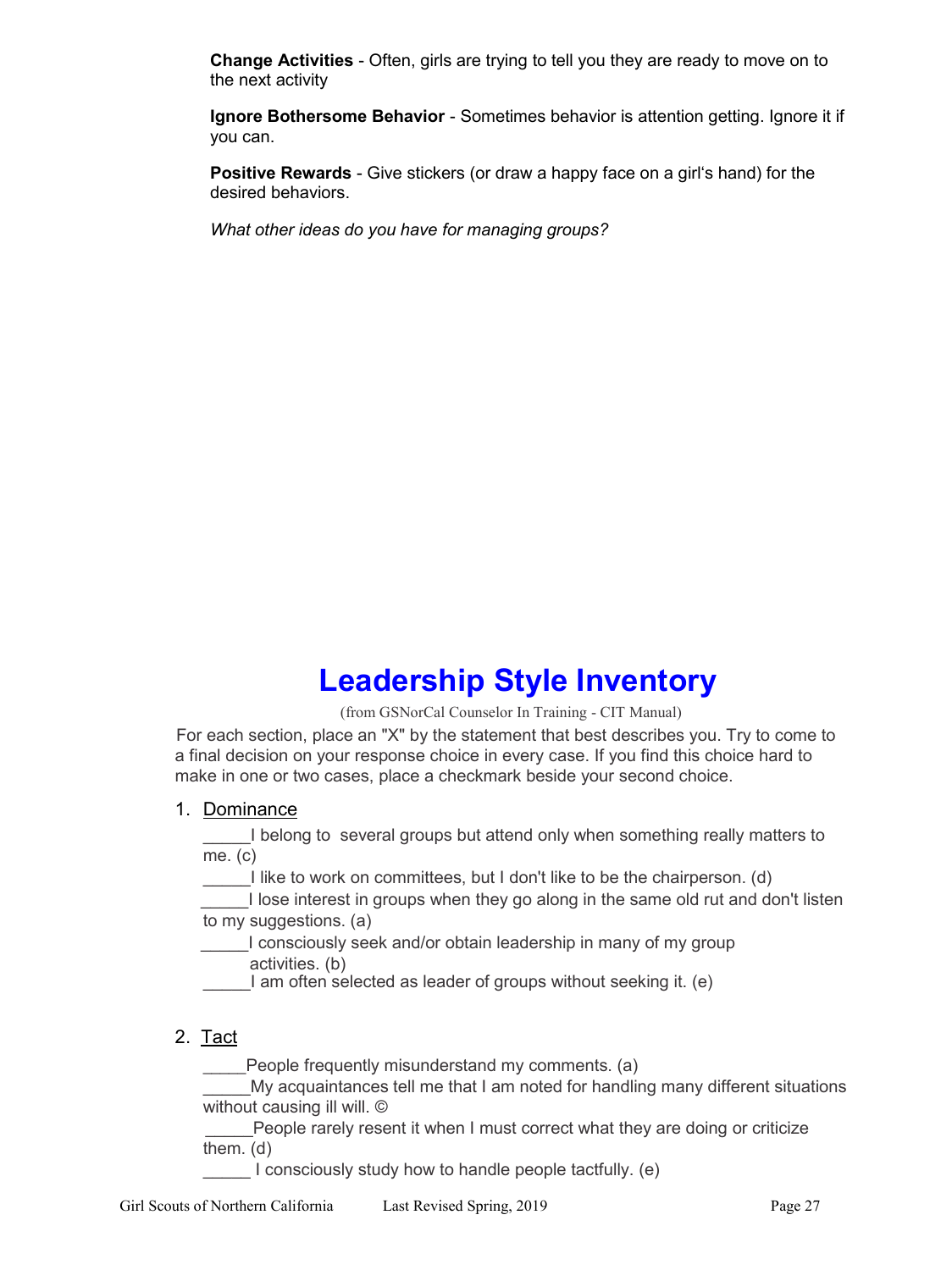**Change Activities** - Often, girls are trying to tell you they are ready to move on to the next activity

**Ignore Bothersome Behavior** - Sometimes behavior is attention getting. Ignore it if you can.

**Positive Rewards** - Give stickers (or draw a happy face on a girl's hand) for the desired behaviors.

*What other ideas do you have for managing groups?*

# Leadership Style Inventory

(from GSNorCal Counselor In Training - CIT Manual)

For each section, place an "X" by the statement that best describes you. Try to come to a final decision on your response choice in every case. If you find this choice hard to make in one or two cases, place a checkmark beside your second choice.

1. Dominance

   _____I belong to several groups but attend only when something really matters to me. (c)

   _____I like to work on committees, but I don't like to be the chairperson. (d)

   _____I lose interest in groups when they go along in the same old rut and don't listen to my suggestions. (a)

   _____I consciously seek and/or obtain leadership in many of my group activities. (b)

   _____I am often selected as leader of groups without seeking it. (e)

2. Tact

   _____People frequently misunderstand my comments. (a)

   _____My acquaintances tell me that I am noted for handling many different situations without causing ill will. ©

   _____People rarely resent it when I must correct what they are doing or criticize them. (d)

   _____ I consciously study how to handle people tactfully. (e)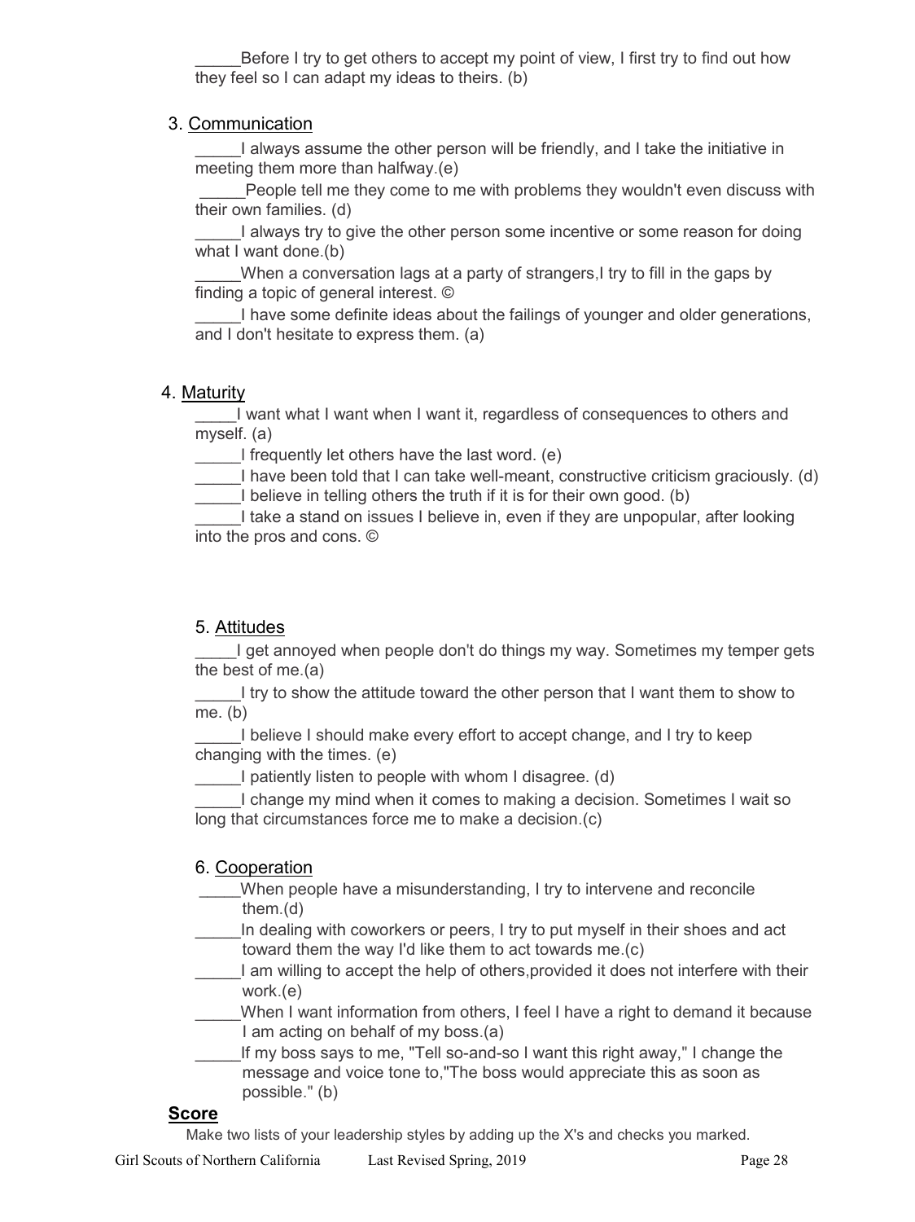_____Before I try to get others to accept my point of view, I first try to find out how they feel so I can adapt my ideas to theirs. (b)

3. Communication

_____I always assume the other person will be friendly, and I take the initiative in meeting them more than halfway.(e)

_____People tell me they come to me with problems they wouldn't even discuss with their own families. (d)

_____I always try to give the other person some incentive or some reason for doing what I want done.(b)

_____When a conversation lags at a party of strangers,I try to fill in the gaps by finding a topic of general interest. ©

_____I have some definite ideas about the failings of younger and older generations, and I don't hesitate to express them. (a)

4. Maturity

_____I want what I want when I want it, regardless of consequences to others and myself. (a)

_____I frequently let others have the last word. (e)

_____I have been told that I can take well-meant, constructive criticism graciously. (d)

_____I believe in telling others the truth if it is for their own good. (b)

_____I take a stand on issues I believe in, even if they are unpopular, after looking into the pros and cons. ©

5. Attitudes

_____I get annoyed when people don't do things my way. Sometimes my temper gets the best of me.(a)

_____I try to show the attitude toward the other person that I want them to show to me. (b)

_____I believe I should make every effort to accept change, and I try to keep changing with the times. (e)

_____I patiently listen to people with whom I disagree. (d)

_____I change my mind when it comes to making a decision. Sometimes I wait so long that circumstances force me to make a decision.(c)

6. Cooperation

_____When people have a misunderstanding, I try to intervene and reconcile them.(d)

_____In dealing with coworkers or peers, I try to put myself in their shoes and act toward them the way I'd like them to act towards me.(c)

_____I am willing to accept the help of others,provided it does not interfere with their work.(e)

_____When I want information from others, I feel I have a right to demand it because I am acting on behalf of my boss.(a)

_____If my boss says to me, "Tell so-and-so I want this right away," I change the message and voice tone to,"The boss would appreciate this as soon as possible." (b)

**Score**

Make two lists of your leadership styles by adding up the X's and checks you marked.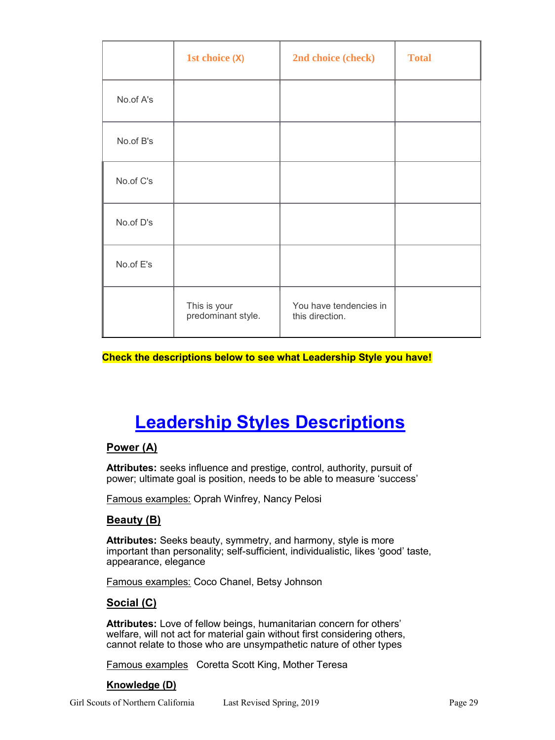| | 1st choice (X) | 2nd choice (check) | Total |
|---|---|---|---|
| No.of A's | | | |
| No.of B's | | | |
| No.of C's | | | |
| No.of D's | | | |
| No.of E's | | | |
| | This is your predominant style. | You have tendencies in this direction. | |

**Check the descriptions below to see what Leadership Style you have!**

# Leadership Styles Descriptions

## Power (A)

**Attributes:** seeks influence and prestige, control, authority, pursuit of power; ultimate goal is position, needs to be able to measure 'success'

Famous examples: Oprah Winfrey, Nancy Pelosi

## Beauty (B)

**Attributes:** Seeks beauty, symmetry, and harmony, style is more important than personality; self-sufficient, individualistic, likes 'good' taste, appearance, elegance

Famous examples: Coco Chanel, Betsy Johnson

## Social (C)

**Attributes:** Love of fellow beings, humanitarian concern for others' welfare, will not act for material gain without first considering others, cannot relate to those who are unsympathetic nature of other types

Famous examples Coretta Scott King, Mother Teresa

## Knowledge (D)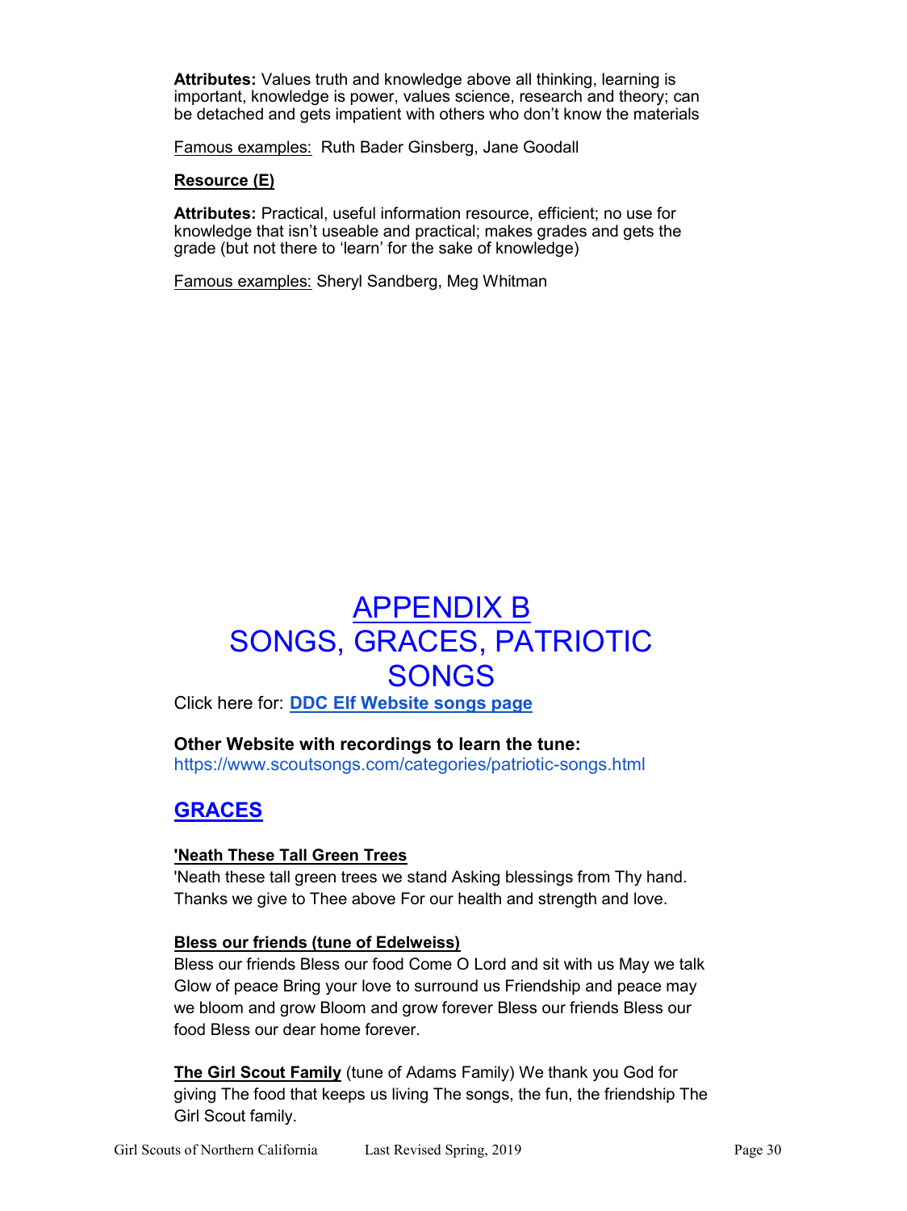**Attributes:** Values truth and knowledge above all thinking, learning is important, knowledge is power, values science, research and theory; can be detached and gets impatient with others who don't know the materials

Famous examples: Ruth Bader Ginsberg, Jane Goodall

**Resource (E)**

**Attributes:** Practical, useful information resource, efficient; no use for knowledge that isn't useable and practical; makes grades and gets the grade (but not there to 'learn' for the sake of knowledge)

Famous examples: Sheryl Sandberg, Meg Whitman

# APPENDIX B
# SONGS, GRACES, PATRIOTIC SONGS

Click here for: **DDC Elf Website songs page**

**Other Website with recordings to learn the tune:**
https://www.scoutsongs.com/categories/patriotic-songs.html

## GRACES

**'Neath These Tall Green Trees**
'Neath these tall green trees we stand Asking blessings from Thy hand. Thanks we give to Thee above For our health and strength and love.

**Bless our friends (tune of Edelweiss)**
Bless our friends Bless our food Come O Lord and sit with us May we talk Glow of peace Bring your love to surround us Friendship and peace may we bloom and grow Bloom and grow forever Bless our friends Bless our food Bless our dear home forever.

**The Girl Scout Family** (tune of Adams Family) We thank you God for giving The food that keeps us living The songs, the fun, the friendship The Girl Scout family.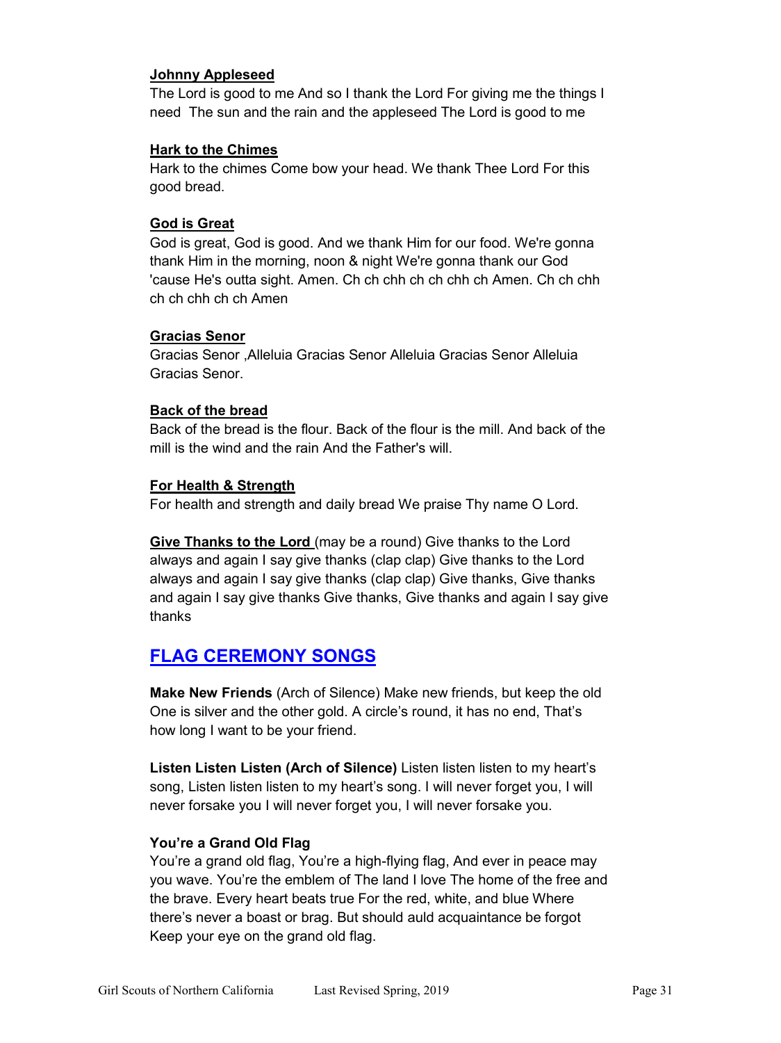**Johnny Appleseed**

The Lord is good to me And so I thank the Lord For giving me the things I need The sun and the rain and the appleseed The Lord is good to me

**Hark to the Chimes**

Hark to the chimes Come bow your head. We thank Thee Lord For this good bread.

**God is Great**

God is great, God is good. And we thank Him for our food. We're gonna thank Him in the morning, noon & night We're gonna thank our God 'cause He's outta sight. Amen. Ch ch chh ch ch chh ch Amen. Ch ch chh ch ch chh ch ch Amen

**Gracias Senor**

Gracias Senor ,Alleluia Gracias Senor Alleluia Gracias Senor Alleluia Gracias Senor.

**Back of the bread**

Back of the bread is the flour. Back of the flour is the mill. And back of the mill is the wind and the rain And the Father's will.

**For Health & Strength**

For health and strength and daily bread We praise Thy name O Lord.

**Give Thanks to the Lord** (may be a round) Give thanks to the Lord always and again I say give thanks (clap clap) Give thanks to the Lord always and again I say give thanks (clap clap) Give thanks, Give thanks and again I say give thanks Give thanks, Give thanks and again I say give thanks

## FLAG CEREMONY SONGS

**Make New Friends** (Arch of Silence) Make new friends, but keep the old One is silver and the other gold. A circle's round, it has no end, That's how long I want to be your friend.

**Listen Listen Listen (Arch of Silence)** Listen listen listen to my heart's song, Listen listen listen to my heart's song. I will never forget you, I will never forsake you I will never forget you, I will never forsake you.

**You're a Grand Old Flag**

You're a grand old flag, You're a high-flying flag, And ever in peace may you wave. You're the emblem of The land I love The home of the free and the brave. Every heart beats true For the red, white, and blue Where there's never a boast or brag. But should auld acquaintance be forgot Keep your eye on the grand old flag.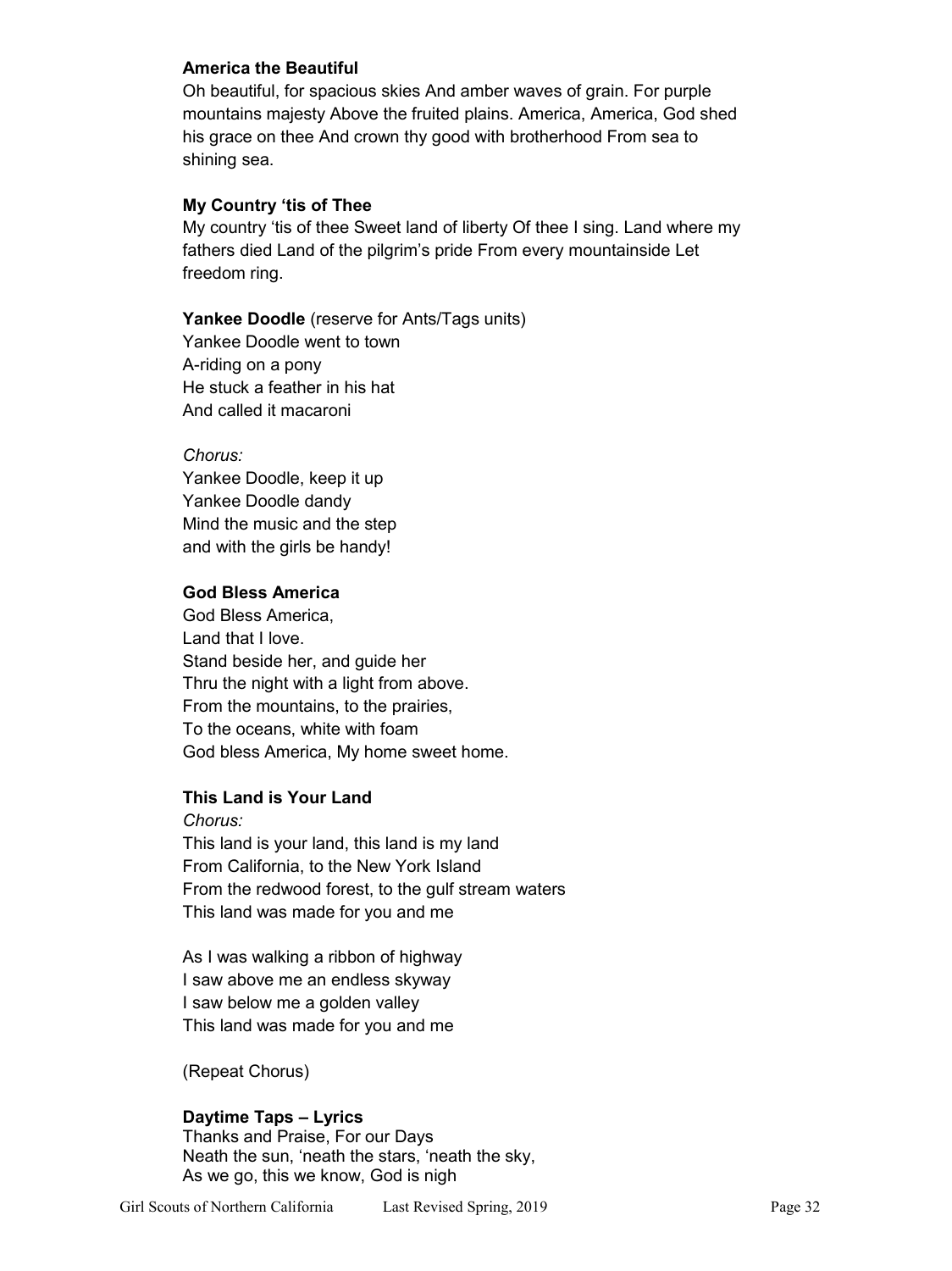**America the Beautiful**

Oh beautiful, for spacious skies And amber waves of grain. For purple mountains majesty Above the fruited plains. America, America, God shed his grace on thee And crown thy good with brotherhood From sea to shining sea.

**My Country 'tis of Thee**

My country 'tis of thee Sweet land of liberty Of thee I sing. Land where my fathers died Land of the pilgrim's pride From every mountainside Let freedom ring.

**Yankee Doodle** (reserve for Ants/Tags units)

Yankee Doodle went to town  
A-riding on a pony  
He stuck a feather in his hat  
And called it macaroni

*Chorus:*  
Yankee Doodle, keep it up  
Yankee Doodle dandy  
Mind the music and the step  
and with the girls be handy!

**God Bless America**

God Bless America,  
Land that I love.  
Stand beside her, and guide her  
Thru the night with a light from above.  
From the mountains, to the prairies,  
To the oceans, white with foam  
God bless America, My home sweet home.

**This Land is Your Land**

*Chorus:*  
This land is your land, this land is my land  
From California, to the New York Island  
From the redwood forest, to the gulf stream waters  
This land was made for you and me

As I was walking a ribbon of highway  
I saw above me an endless skyway  
I saw below me a golden valley  
This land was made for you and me

(Repeat Chorus)

**Daytime Taps – Lyrics**

Thanks and Praise, For our Days  
Neath the sun, 'neath the stars, 'neath the sky,  
As we go, this we know, God is nigh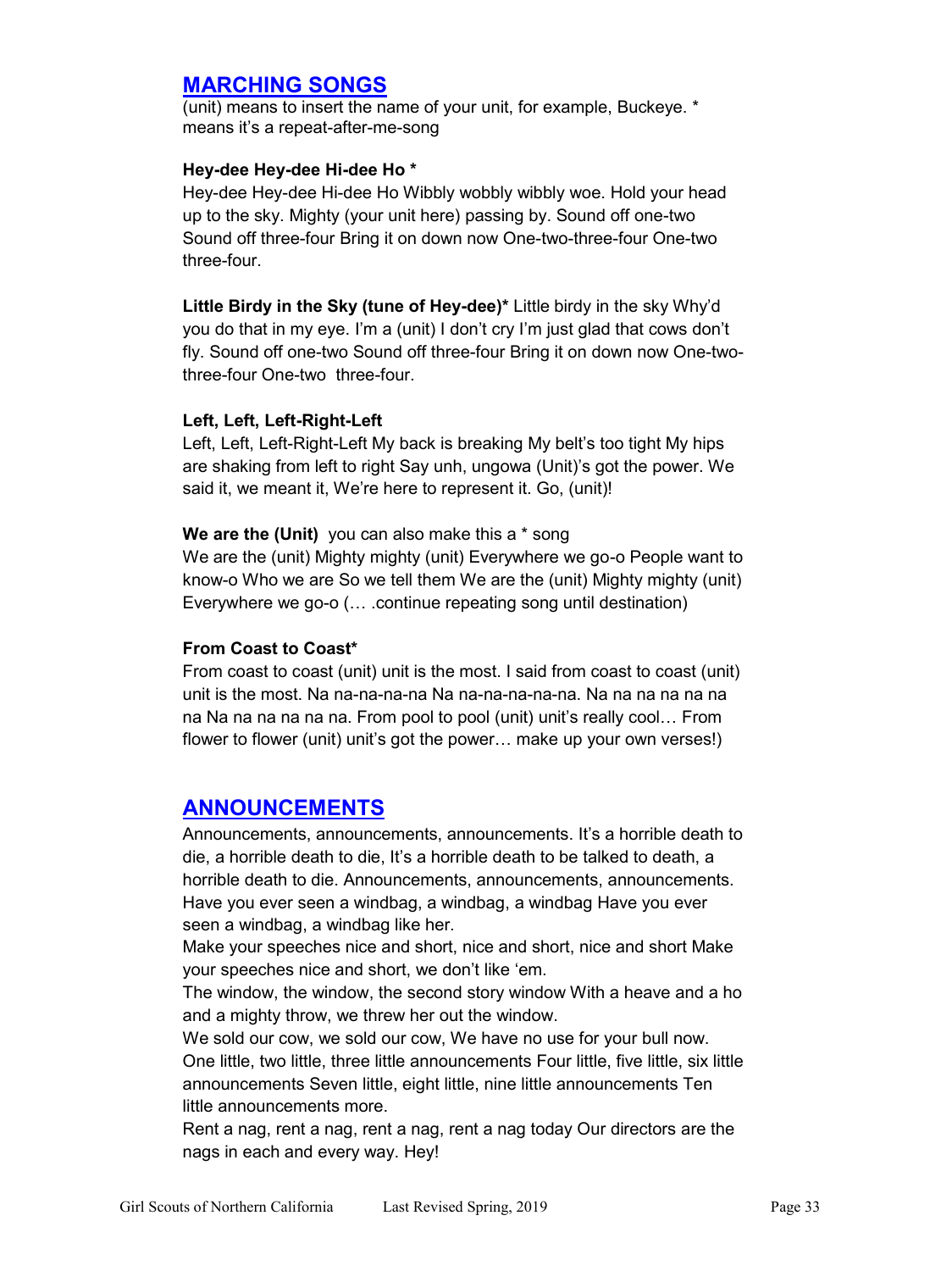## MARCHING SONGS

(unit) means to insert the name of your unit, for example, Buckeye. * means it's a repeat-after-me-song

**Hey-dee Hey-dee Hi-dee Ho ***

Hey-dee Hey-dee Hi-dee Ho Wibbly wobbly wibbly woe. Hold your head up to the sky. Mighty (your unit here) passing by. Sound off one-two Sound off three-four Bring it on down now One-two-three-four One-two three-four.

**Little Birdy in the Sky (tune of Hey-dee)*** Little birdy in the sky Why'd you do that in my eye. I'm a (unit) I don't cry I'm just glad that cows don't fly. Sound off one-two Sound off three-four Bring it on down now One-two-three-four One-two three-four.

**Left, Left, Left-Right-Left**

Left, Left, Left-Right-Left My back is breaking My belt's too tight My hips are shaking from left to right Say unh, ungowa (Unit)'s got the power. We said it, we meant it, We're here to represent it. Go, (unit)!

**We are the (Unit)** you can also make this a * song

We are the (unit) Mighty mighty (unit) Everywhere we go-o People want to know-o Who we are So we tell them We are the (unit) Mighty mighty (unit) Everywhere we go-o (… .continue repeating song until destination)

**From Coast to Coast***

From coast to coast (unit) unit is the most. I said from coast to coast (unit) unit is the most. Na na-na-na-na Na na-na-na-na-na. Na na na na na na Na na na na na na. From pool to pool (unit) unit's really cool… From flower to flower (unit) unit's got the power… make up your own verses!)

## ANNOUNCEMENTS

Announcements, announcements, announcements. It's a horrible death to die, a horrible death to die, It's a horrible death to be talked to death, a horrible death to die. Announcements, announcements, announcements. Have you ever seen a windbag, a windbag, a windbag Have you ever seen a windbag, a windbag like her.

Make your speeches nice and short, nice and short, nice and short Make your speeches nice and short, we don't like 'em.

The window, the window, the second story window With a heave and a ho and a mighty throw, we threw her out the window.

We sold our cow, we sold our cow, We have no use for your bull now.

One little, two little, three little announcements Four little, five little, six little announcements Seven little, eight little, nine little announcements Ten little announcements more.

Rent a nag, rent a nag, rent a nag, rent a nag today Our directors are the nags in each and every way. Hey!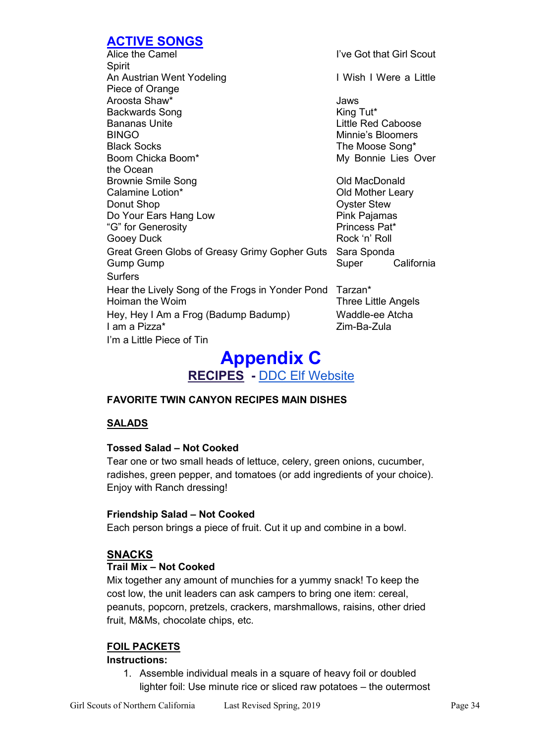## ACTIVE SONGS

- Alice the Camel
- An Austrian Went Yodeling
- Aroosta Shaw*
- Backwards Song
- Bananas Unite
- BINGO
- Black Socks
- Boom Chicka Boom*
- Brownie Smile Song
- Calamine Lotion*
- Donut Shop
- Do Your Ears Hang Low
- "G" for Generosity
- Gooey Duck
- Great Green Globs of Greasy Grimy Gopher Guts
- Gump Gump
- Hear the Lively Song of the Frogs in Yonder Pond
- Hoiman the Woim
- Hey, Hey I Am a Frog (Badump Badump)
- I am a Pizza*
- I'm a Little Piece of Tin
- I've Got that Girl Scout Spirit
- I Wish I Were a Little Piece of Orange
- Jaws
- King Tut*
- Little Red Caboose
- Minnie's Bloomers
- The Moose Song*
- My Bonnie Lies Over the Ocean
- Old MacDonald
- Old Mother Leary
- Oyster Stew
- Pink Pajamas
- Princess Pat*
- Rock 'n' Roll
- Sara Sponda
- Super California Surfers
- Tarzan*
- Three Little Angels
- Waddle-ee Atcha
- Zim-Ba-Zula

# Appendix C

## RECIPES - DDC Elf Website

**FAVORITE TWIN CANYON RECIPES MAIN DISHES**

### SALADS

**Tossed Salad – Not Cooked**

Tear one or two small heads of lettuce, celery, green onions, cucumber, radishes, green pepper, and tomatoes (or add ingredients of your choice). Enjoy with Ranch dressing!

**Friendship Salad – Not Cooked**

Each person brings a piece of fruit. Cut it up and combine in a bowl.

### SNACKS

**Trail Mix – Not Cooked**

Mix together any amount of munchies for a yummy snack! To keep the cost low, the unit leaders can ask campers to bring one item: cereal, peanuts, popcorn, pretzels, crackers, marshmallows, raisins, other dried fruit, M&Ms, chocolate chips, etc.

### FOIL PACKETS

**Instructions:**

1. Assemble individual meals in a square of heavy foil or doubled lighter foil: Use minute rice or sliced raw potatoes – the outermost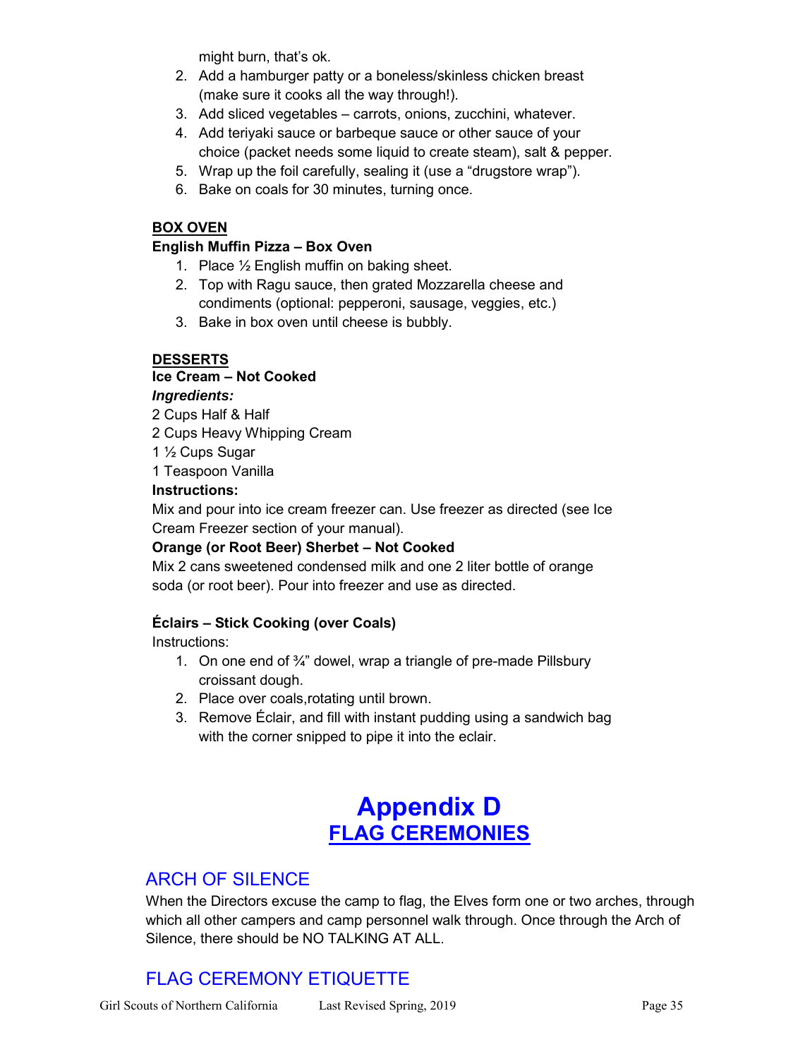might burn, that's ok.

2. Add a hamburger patty or a boneless/skinless chicken breast (make sure it cooks all the way through!).
3. Add sliced vegetables – carrots, onions, zucchini, whatever.
4. Add teriyaki sauce or barbeque sauce or other sauce of your choice (packet needs some liquid to create steam), salt & pepper.
5. Wrap up the foil carefully, sealing it (use a "drugstore wrap").
6. Bake on coals for 30 minutes, turning once.

**BOX OVEN**

**English Muffin Pizza – Box Oven**

1. Place ½ English muffin on baking sheet.
2. Top with Ragu sauce, then grated Mozzarella cheese and condiments (optional: pepperoni, sausage, veggies, etc.)
3. Bake in box oven until cheese is bubbly.

**DESSERTS**

**Ice Cream – Not Cooked**

***Ingredients:***

2 Cups Half & Half
2 Cups Heavy Whipping Cream
1 ½ Cups Sugar
1 Teaspoon Vanilla

**Instructions:**

Mix and pour into ice cream freezer can. Use freezer as directed (see Ice Cream Freezer section of your manual).

**Orange (or Root Beer) Sherbet – Not Cooked**

Mix 2 cans sweetened condensed milk and one 2 liter bottle of orange soda (or root beer). Pour into freezer and use as directed.

**Éclairs – Stick Cooking (over Coals)**

Instructions:

1. On one end of ¾" dowel, wrap a triangle of pre-made Pillsbury croissant dough.
2. Place over coals,rotating until brown.
3. Remove Éclair, and fill with instant pudding using a sandwich bag with the corner snipped to pipe it into the eclair.

# Appendix D
# FLAG CEREMONIES

## ARCH OF SILENCE

When the Directors excuse the camp to flag, the Elves form one or two arches, through which all other campers and camp personnel walk through. Once through the Arch of Silence, there should be NO TALKING AT ALL.

## FLAG CEREMONY ETIQUETTE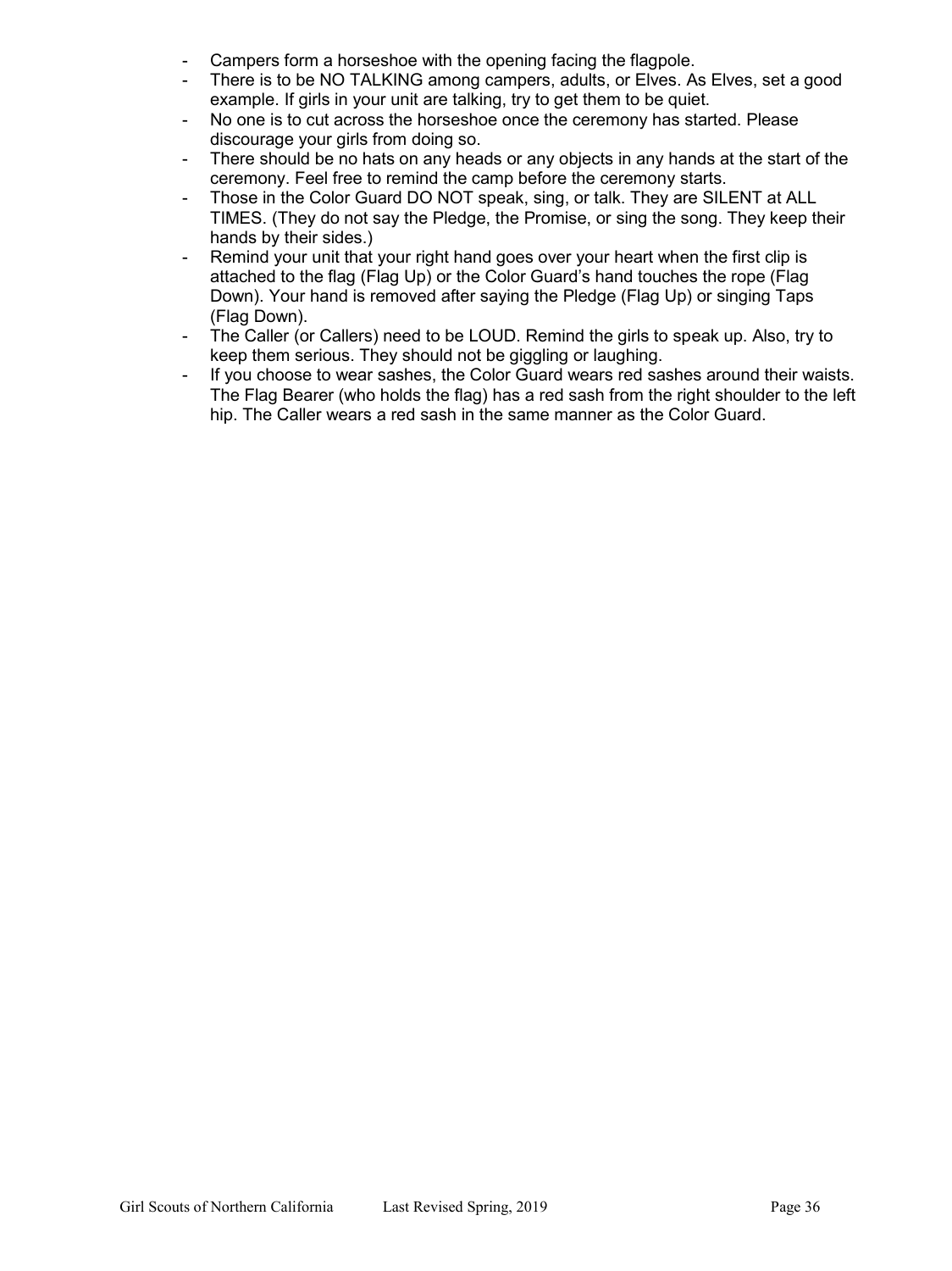- Campers form a horseshoe with the opening facing the flagpole.
- There is to be NO TALKING among campers, adults, or Elves. As Elves, set a good example. If girls in your unit are talking, try to get them to be quiet.
- No one is to cut across the horseshoe once the ceremony has started. Please discourage your girls from doing so.
- There should be no hats on any heads or any objects in any hands at the start of the ceremony. Feel free to remind the camp before the ceremony starts.
- Those in the Color Guard DO NOT speak, sing, or talk. They are SILENT at ALL TIMES. (They do not say the Pledge, the Promise, or sing the song. They keep their hands by their sides.)
- Remind your unit that your right hand goes over your heart when the first clip is attached to the flag (Flag Up) or the Color Guard's hand touches the rope (Flag Down). Your hand is removed after saying the Pledge (Flag Up) or singing Taps (Flag Down).
- The Caller (or Callers) need to be LOUD. Remind the girls to speak up. Also, try to keep them serious. They should not be giggling or laughing.
- If you choose to wear sashes, the Color Guard wears red sashes around their waists. The Flag Bearer (who holds the flag) has a red sash from the right shoulder to the left hip. The Caller wears a red sash in the same manner as the Color Guard.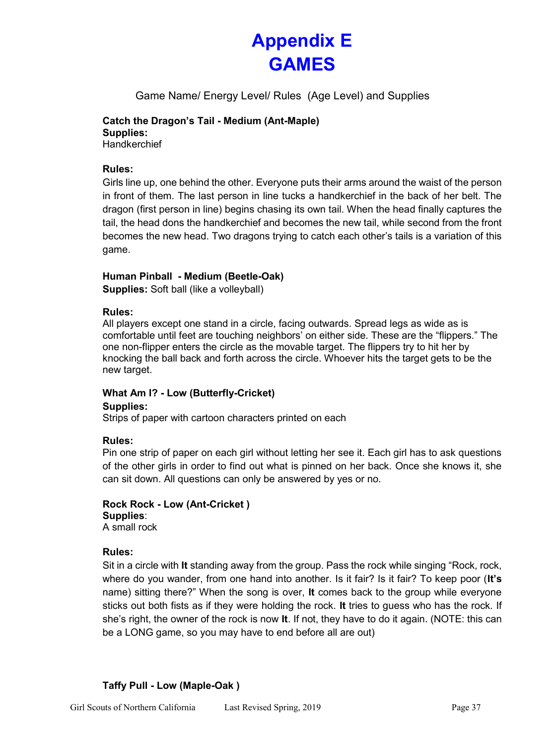# Appendix E
# GAMES

Game Name/ Energy Level/ Rules (Age Level) and Supplies

**Catch the Dragon's Tail - Medium (Ant-Maple)**
**Supplies:**
Handkerchief

**Rules:**
Girls line up, one behind the other. Everyone puts their arms around the waist of the person in front of them. The last person in line tucks a handkerchief in the back of her belt. The dragon (first person in line) begins chasing its own tail. When the head finally captures the tail, the head dons the handkerchief and becomes the new tail, while second from the front becomes the new head. Two dragons trying to catch each other's tails is a variation of this game.

**Human Pinball - Medium (Beetle-Oak)**
**Supplies:** Soft ball (like a volleyball)

**Rules:**
All players except one stand in a circle, facing outwards. Spread legs as wide as is comfortable until feet are touching neighbors' on either side. These are the "flippers." The one non-flipper enters the circle as the movable target. The flippers try to hit her by knocking the ball back and forth across the circle. Whoever hits the target gets to be the new target.

**What Am I? - Low (Butterfly-Cricket)**
**Supplies:**
Strips of paper with cartoon characters printed on each

**Rules:**
Pin one strip of paper on each girl without letting her see it. Each girl has to ask questions of the other girls in order to find out what is pinned on her back. Once she knows it, she can sit down. All questions can only be answered by yes or no.

**Rock Rock - Low (Ant-Cricket )**
**Supplies**:
A small rock

**Rules:**
Sit in a circle with **It** standing away from the group. Pass the rock while singing "Rock, rock, where do you wander, from one hand into another. Is it fair? Is it fair? To keep poor (**It's** name) sitting there?" When the song is over, **It** comes back to the group while everyone sticks out both fists as if they were holding the rock. **It** tries to guess who has the rock. If she's right, the owner of the rock is now **It**. If not, they have to do it again. (NOTE: this can be a LONG game, so you may have to end before all are out)

**Taffy Pull - Low (Maple-Oak )**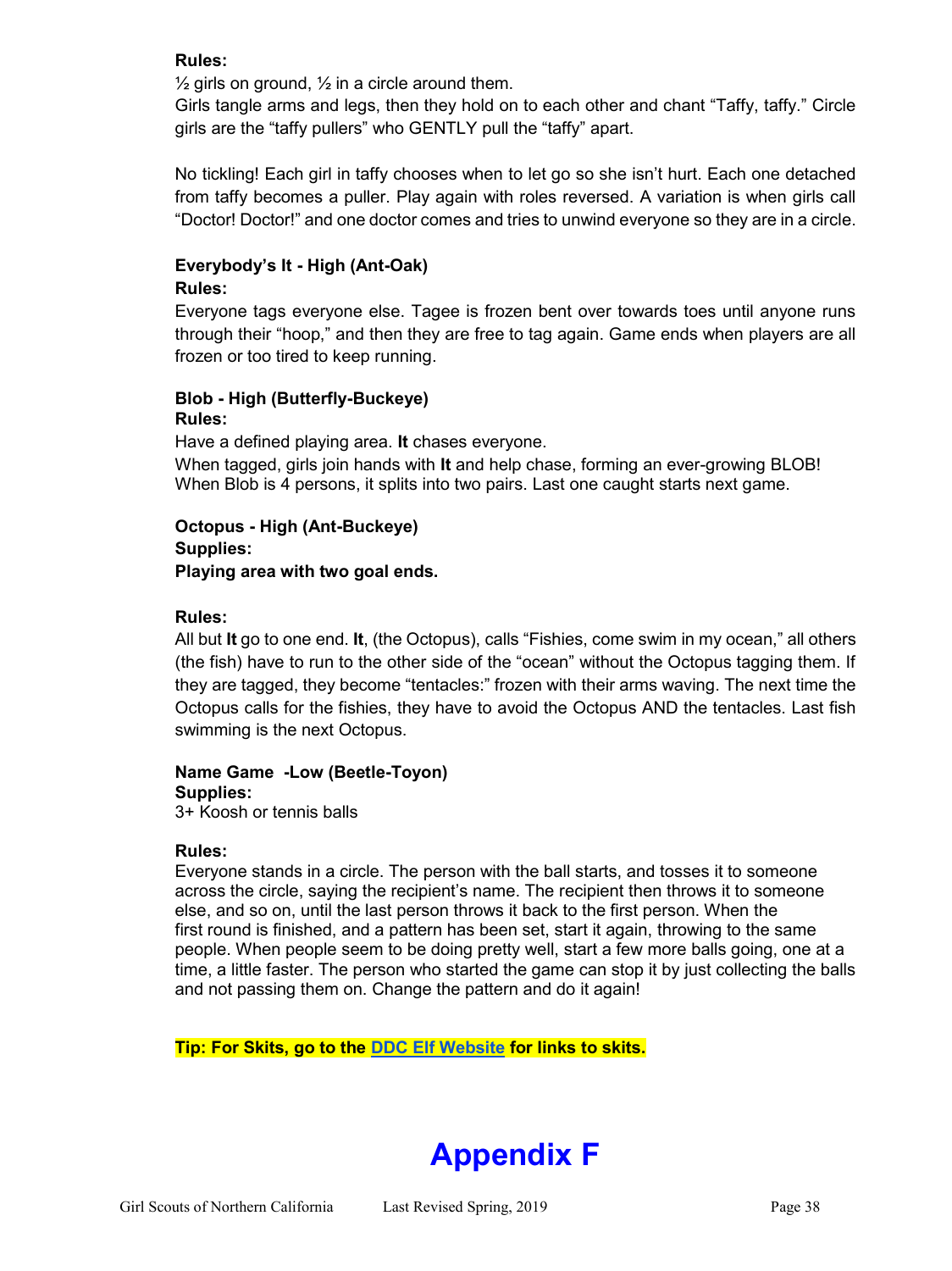**Rules:**
½ girls on ground, ½ in a circle around them.
Girls tangle arms and legs, then they hold on to each other and chant "Taffy, taffy." Circle girls are the "taffy pullers" who GENTLY pull the "taffy" apart.

No tickling! Each girl in taffy chooses when to let go so she isn't hurt. Each one detached from taffy becomes a puller. Play again with roles reversed. A variation is when girls call "Doctor! Doctor!" and one doctor comes and tries to unwind everyone so they are in a circle.

**Everybody's It - High (Ant-Oak)**
**Rules:**
Everyone tags everyone else. Tagee is frozen bent over towards toes until anyone runs through their "hoop," and then they are free to tag again. Game ends when players are all frozen or too tired to keep running.

**Blob - High (Butterfly-Buckeye)**
**Rules:**
Have a defined playing area. **It** chases everyone.
When tagged, girls join hands with **It** and help chase, forming an ever-growing BLOB!
When Blob is 4 persons, it splits into two pairs. Last one caught starts next game.

**Octopus - High (Ant-Buckeye)**
**Supplies:**
**Playing area with two goal ends.**

**Rules:**
All but **It** go to one end. **It**, (the Octopus), calls "Fishies, come swim in my ocean," all others (the fish) have to run to the other side of the "ocean" without the Octopus tagging them. If they are tagged, they become "tentacles:" frozen with their arms waving. The next time the Octopus calls for the fishies, they have to avoid the Octopus AND the tentacles. Last fish swimming is the next Octopus.

**Name Game -Low (Beetle-Toyon)**
**Supplies:**
3+ Koosh or tennis balls

**Rules:**
Everyone stands in a circle. The person with the ball starts, and tosses it to someone across the circle, saying the recipient's name. The recipient then throws it to someone else, and so on, until the last person throws it back to the first person. When the first round is finished, and a pattern has been set, start it again, throwing to the same people. When people seem to be doing pretty well, start a few more balls going, one at a time, a little faster. The person who started the game can stop it by just collecting the balls and not passing them on. Change the pattern and do it again!

**Tip: For Skits, go to the DDC Elf Website for links to skits.**

# Appendix F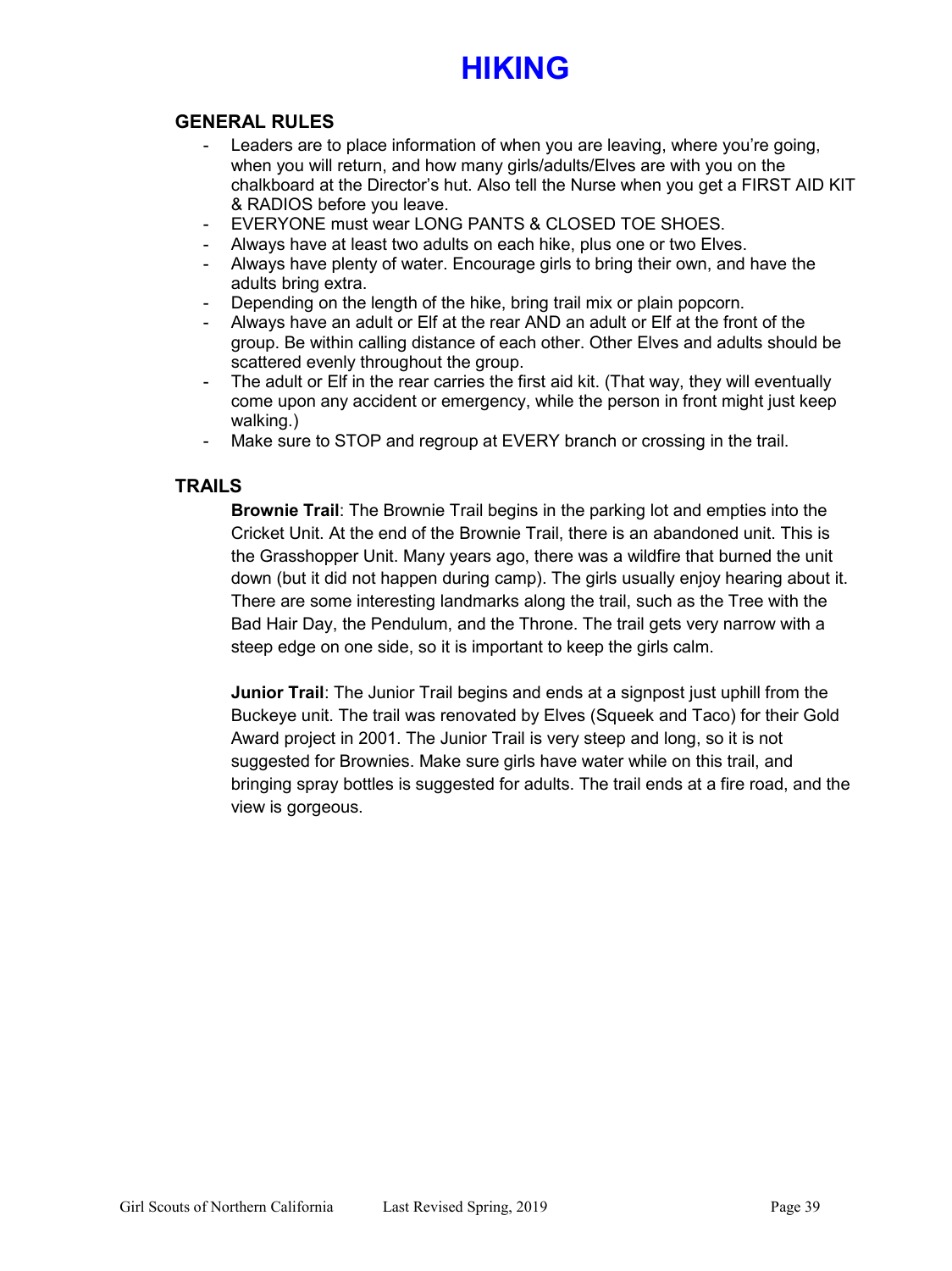# HIKING

## GENERAL RULES

- Leaders are to place information of when you are leaving, where you're going, when you will return, and how many girls/adults/Elves are with you on the chalkboard at the Director's hut. Also tell the Nurse when you get a FIRST AID KIT & RADIOS before you leave.
- EVERYONE must wear LONG PANTS & CLOSED TOE SHOES.
- Always have at least two adults on each hike, plus one or two Elves.
- Always have plenty of water. Encourage girls to bring their own, and have the adults bring extra.
- Depending on the length of the hike, bring trail mix or plain popcorn.
- Always have an adult or Elf at the rear AND an adult or Elf at the front of the group. Be within calling distance of each other. Other Elves and adults should be scattered evenly throughout the group.
- The adult or Elf in the rear carries the first aid kit. (That way, they will eventually come upon any accident or emergency, while the person in front might just keep walking.)
- Make sure to STOP and regroup at EVERY branch or crossing in the trail.

## TRAILS

**Brownie Trail**: The Brownie Trail begins in the parking lot and empties into the Cricket Unit. At the end of the Brownie Trail, there is an abandoned unit. This is the Grasshopper Unit. Many years ago, there was a wildfire that burned the unit down (but it did not happen during camp). The girls usually enjoy hearing about it. There are some interesting landmarks along the trail, such as the Tree with the Bad Hair Day, the Pendulum, and the Throne. The trail gets very narrow with a steep edge on one side, so it is important to keep the girls calm.

**Junior Trail**: The Junior Trail begins and ends at a signpost just uphill from the Buckeye unit. The trail was renovated by Elves (Squeek and Taco) for their Gold Award project in 2001. The Junior Trail is very steep and long, so it is not suggested for Brownies. Make sure girls have water while on this trail, and bringing spray bottles is suggested for adults. The trail ends at a fire road, and the view is gorgeous.